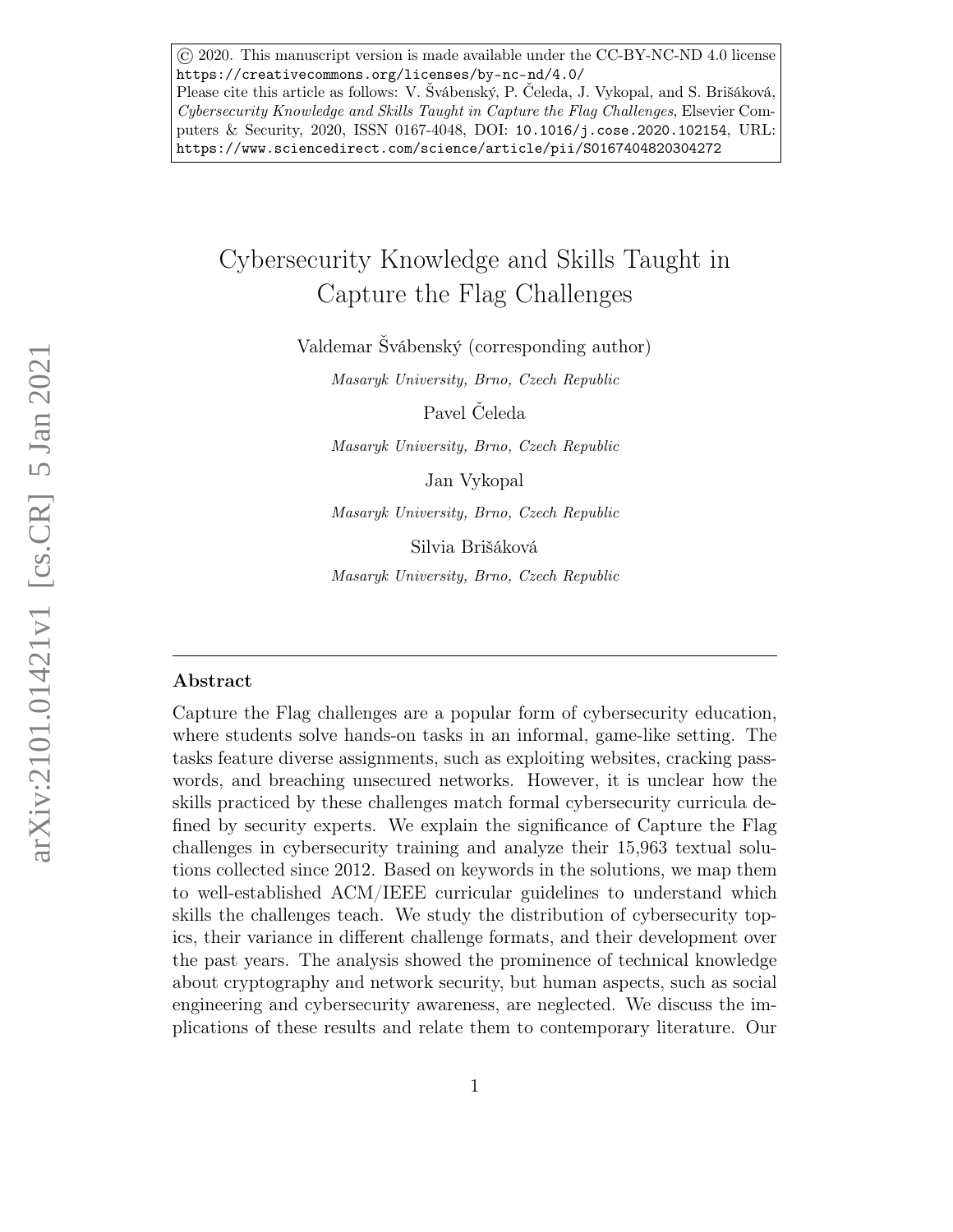© 2020. This manuscript version is made available under the CC-BY-NC-ND 4.0 license https://creativecommons.org/licenses/by-nc-nd/4.0/
Please cite this article as follows: V. Švábenský, P. Čeleda, J. Vykopal, and S. Brišáková, *Cybersecurity Knowledge and Skills Taught in Capture the Flag Challenges*, Elsevier Computers & Security, 2020, ISSN 0167-4048, DOI: 10.1016/j.cose.2020.102154, URL: https://www.sciencedirect.com/science/article/pii/S0167404820304272

# Cybersecurity Knowledge and Skills Taught in Capture the Flag Challenges

Valdemar Švábenský (corresponding author)

*Masaryk University, Brno, Czech Republic*

Pavel Čeleda

*Masaryk University, Brno, Czech Republic*

Jan Vykopal

*Masaryk University, Brno, Czech Republic*

Silvia Brišáková

*Masaryk University, Brno, Czech Republic*

## Abstract

Capture the Flag challenges are a popular form of cybersecurity education, where students solve hands-on tasks in an informal, game-like setting. The tasks feature diverse assignments, such as exploiting websites, cracking passwords, and breaching unsecured networks. However, it is unclear how the skills practiced by these challenges match formal cybersecurity curricula defined by security experts. We explain the significance of Capture the Flag challenges in cybersecurity training and analyze their 15,963 textual solutions collected since 2012. Based on keywords in the solutions, we map them to well-established ACM/IEEE curricular guidelines to understand which skills the challenges teach. We study the distribution of cybersecurity topics, their variance in different challenge formats, and their development over the past years. The analysis showed the prominence of technical knowledge about cryptography and network security, but human aspects, such as social engineering and cybersecurity awareness, are neglected. We discuss the implications of these results and relate them to contemporary literature. Our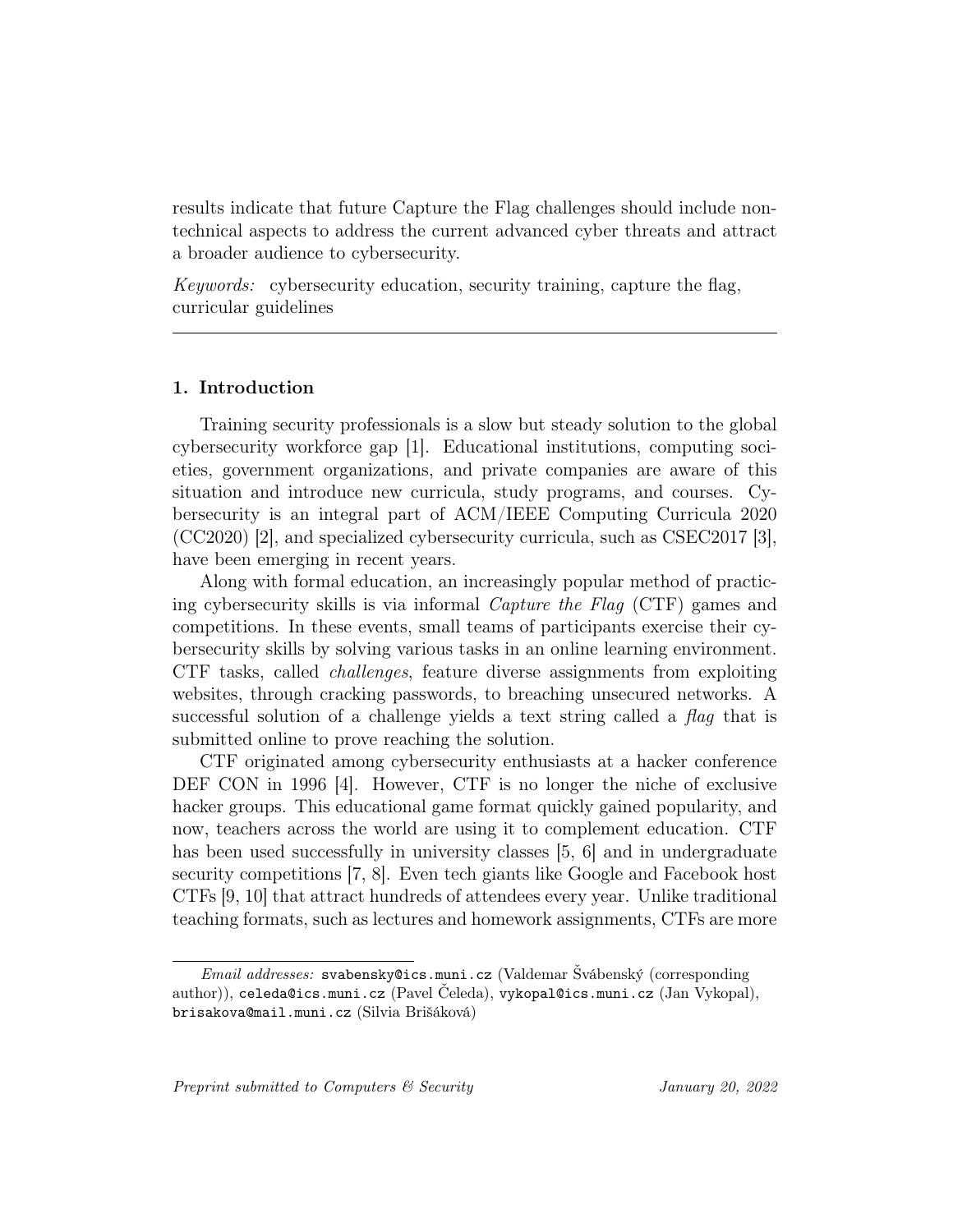results indicate that future Capture the Flag challenges should include non-technical aspects to address the current advanced cyber threats and attract a broader audience to cybersecurity.

*Keywords:* cybersecurity education, security training, capture the flag, curricular guidelines

---

## 1. Introduction

Training security professionals is a slow but steady solution to the global cybersecurity workforce gap [1]. Educational institutions, computing societies, government organizations, and private companies are aware of this situation and introduce new curricula, study programs, and courses. Cybersecurity is an integral part of ACM/IEEE Computing Curricula 2020 (CC2020) [2], and specialized cybersecurity curricula, such as CSEC2017 [3], have been emerging in recent years.

Along with formal education, an increasingly popular method of practicing cybersecurity skills is via informal *Capture the Flag* (CTF) games and competitions. In these events, small teams of participants exercise their cybersecurity skills by solving various tasks in an online learning environment. CTF tasks, called *challenges*, feature diverse assignments from exploiting websites, through cracking passwords, to breaching unsecured networks. A successful solution of a challenge yields a text string called a *flag* that is submitted online to prove reaching the solution.

CTF originated among cybersecurity enthusiasts at a hacker conference DEF CON in 1996 [4]. However, CTF is no longer the niche of exclusive hacker groups. This educational game format quickly gained popularity, and now, teachers across the world are using it to complement education. CTF has been used successfully in university classes [5, 6] and in undergraduate security competitions [7, 8]. Even tech giants like Google and Facebook host CTFs [9, 10] that attract hundreds of attendees every year. Unlike traditional teaching formats, such as lectures and homework assignments, CTFs are more

---

*Email addresses:* svabensky@ics.muni.cz (Valdemar Švábenský (corresponding author)), celeda@ics.muni.cz (Pavel Čeleda), vykopal@ics.muni.cz (Jan Vykopal), brisakova@mail.muni.cz (Silvia Brišáková)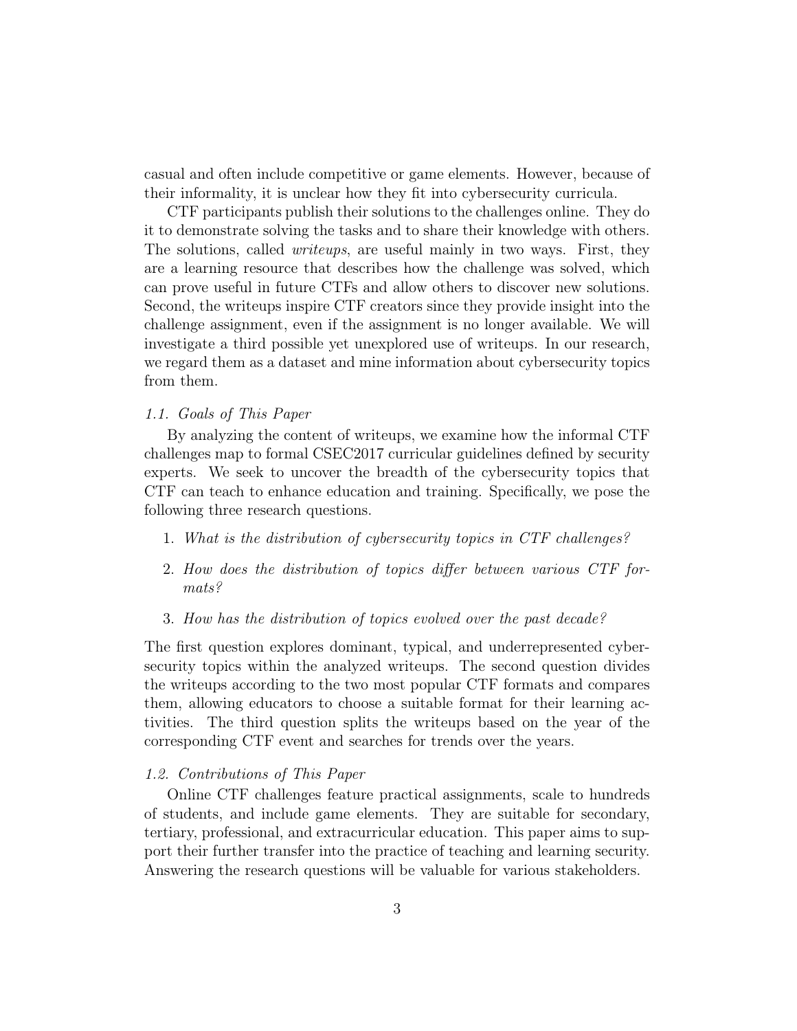casual and often include competitive or game elements. However, because of their informality, it is unclear how they fit into cybersecurity curricula.

CTF participants publish their solutions to the challenges online. They do it to demonstrate solving the tasks and to share their knowledge with others. The solutions, called *writeups*, are useful mainly in two ways. First, they are a learning resource that describes how the challenge was solved, which can prove useful in future CTFs and allow others to discover new solutions. Second, the writeups inspire CTF creators since they provide insight into the challenge assignment, even if the assignment is no longer available. We will investigate a third possible yet unexplored use of writeups. In our research, we regard them as a dataset and mine information about cybersecurity topics from them.

### *1.1. Goals of This Paper*

By analyzing the content of writeups, we examine how the informal CTF challenges map to formal CSEC2017 curricular guidelines defined by security experts. We seek to uncover the breadth of the cybersecurity topics that CTF can teach to enhance education and training. Specifically, we pose the following three research questions.

1. *What is the distribution of cybersecurity topics in CTF challenges?*
2. *How does the distribution of topics differ between various CTF formats?*
3. *How has the distribution of topics evolved over the past decade?*

The first question explores dominant, typical, and underrepresented cybersecurity topics within the analyzed writeups. The second question divides the writeups according to the two most popular CTF formats and compares them, allowing educators to choose a suitable format for their learning activities. The third question splits the writeups based on the year of the corresponding CTF event and searches for trends over the years.

### *1.2. Contributions of This Paper*

Online CTF challenges feature practical assignments, scale to hundreds of students, and include game elements. They are suitable for secondary, tertiary, professional, and extracurricular education. This paper aims to support their further transfer into the practice of teaching and learning security. Answering the research questions will be valuable for various stakeholders.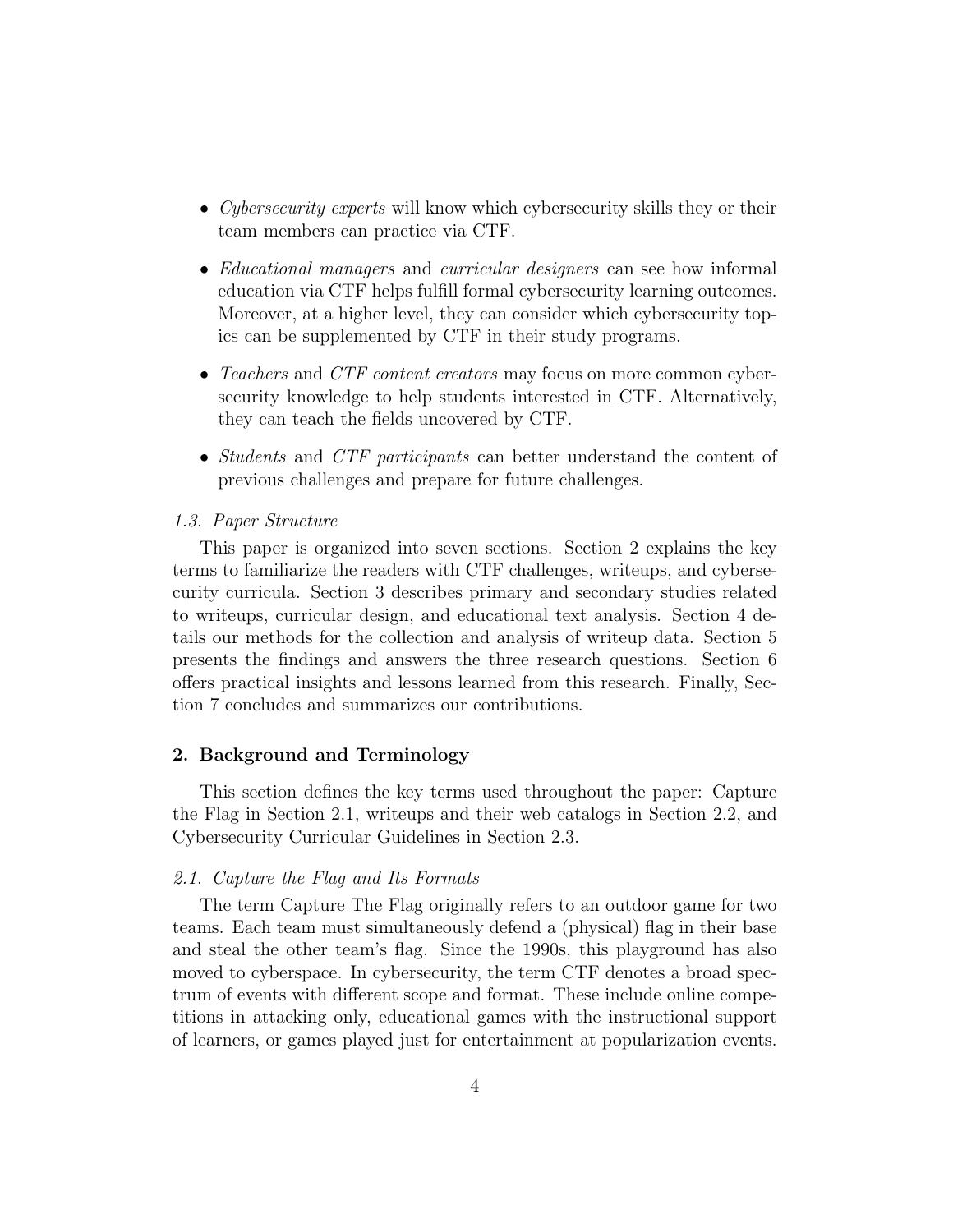- *Cybersecurity experts* will know which cybersecurity skills they or their team members can practice via CTF.
- *Educational managers* and *curricular designers* can see how informal education via CTF helps fulfill formal cybersecurity learning outcomes. Moreover, at a higher level, they can consider which cybersecurity topics can be supplemented by CTF in their study programs.
- *Teachers* and *CTF content creators* may focus on more common cybersecurity knowledge to help students interested in CTF. Alternatively, they can teach the fields uncovered by CTF.
- *Students* and *CTF participants* can better understand the content of previous challenges and prepare for future challenges.

### *1.3. Paper Structure*

This paper is organized into seven sections. Section 2 explains the key terms to familiarize the readers with CTF challenges, writeups, and cybersecurity curricula. Section 3 describes primary and secondary studies related to writeups, curricular design, and educational text analysis. Section 4 details our methods for the collection and analysis of writeup data. Section 5 presents the findings and answers the three research questions. Section 6 offers practical insights and lessons learned from this research. Finally, Section 7 concludes and summarizes our contributions.

## 2. Background and Terminology

This section defines the key terms used throughout the paper: Capture the Flag in Section 2.1, writeups and their web catalogs in Section 2.2, and Cybersecurity Curricular Guidelines in Section 2.3.

### *2.1. Capture the Flag and Its Formats*

The term Capture The Flag originally refers to an outdoor game for two teams. Each team must simultaneously defend a (physical) flag in their base and steal the other team's flag. Since the 1990s, this playground has also moved to cyberspace. In cybersecurity, the term CTF denotes a broad spectrum of events with different scope and format. These include online competitions in attacking only, educational games with the instructional support of learners, or games played just for entertainment at popularization events.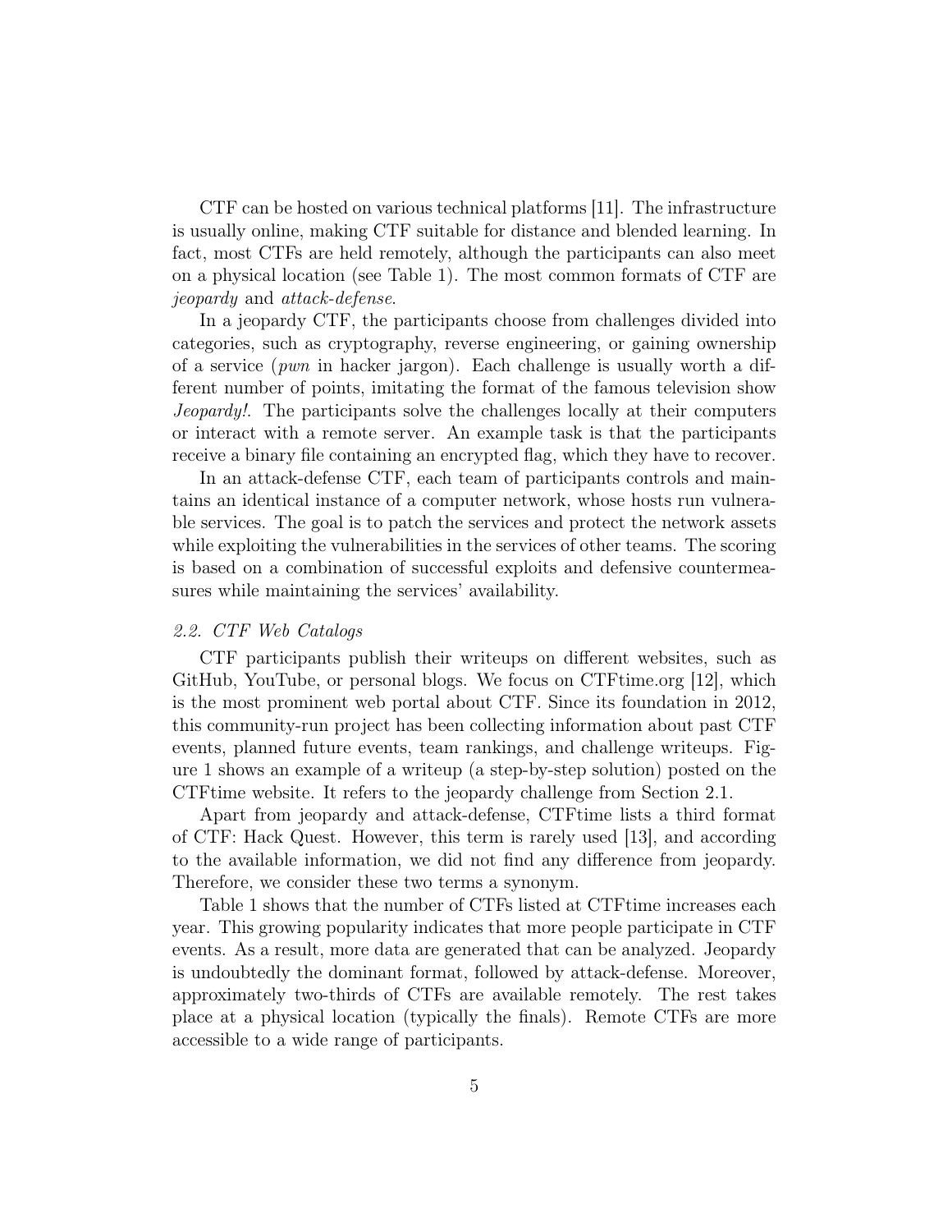CTF can be hosted on various technical platforms [11]. The infrastructure is usually online, making CTF suitable for distance and blended learning. In fact, most CTFs are held remotely, although the participants can also meet on a physical location (see Table 1). The most common formats of CTF are *jeopardy* and *attack-defense*.

In a jeopardy CTF, the participants choose from challenges divided into categories, such as cryptography, reverse engineering, or gaining ownership of a service (*pwn* in hacker jargon). Each challenge is usually worth a different number of points, imitating the format of the famous television show *Jeopardy!*. The participants solve the challenges locally at their computers or interact with a remote server. An example task is that the participants receive a binary file containing an encrypted flag, which they have to recover.

In an attack-defense CTF, each team of participants controls and maintains an identical instance of a computer network, whose hosts run vulnerable services. The goal is to patch the services and protect the network assets while exploiting the vulnerabilities in the services of other teams. The scoring is based on a combination of successful exploits and defensive countermeasures while maintaining the services' availability.

### *2.2. CTF Web Catalogs*

CTF participants publish their writeups on different websites, such as GitHub, YouTube, or personal blogs. We focus on CTFtime.org [12], which is the most prominent web portal about CTF. Since its foundation in 2012, this community-run project has been collecting information about past CTF events, planned future events, team rankings, and challenge writeups. Figure 1 shows an example of a writeup (a step-by-step solution) posted on the CTFtime website. It refers to the jeopardy challenge from Section 2.1.

Apart from jeopardy and attack-defense, CTFtime lists a third format of CTF: Hack Quest. However, this term is rarely used [13], and according to the available information, we did not find any difference from jeopardy. Therefore, we consider these two terms a synonym.

Table 1 shows that the number of CTFs listed at CTFtime increases each year. This growing popularity indicates that more people participate in CTF events. As a result, more data are generated that can be analyzed. Jeopardy is undoubtedly the dominant format, followed by attack-defense. Moreover, approximately two-thirds of CTFs are available remotely. The rest takes place at a physical location (typically the finals). Remote CTFs are more accessible to a wide range of participants.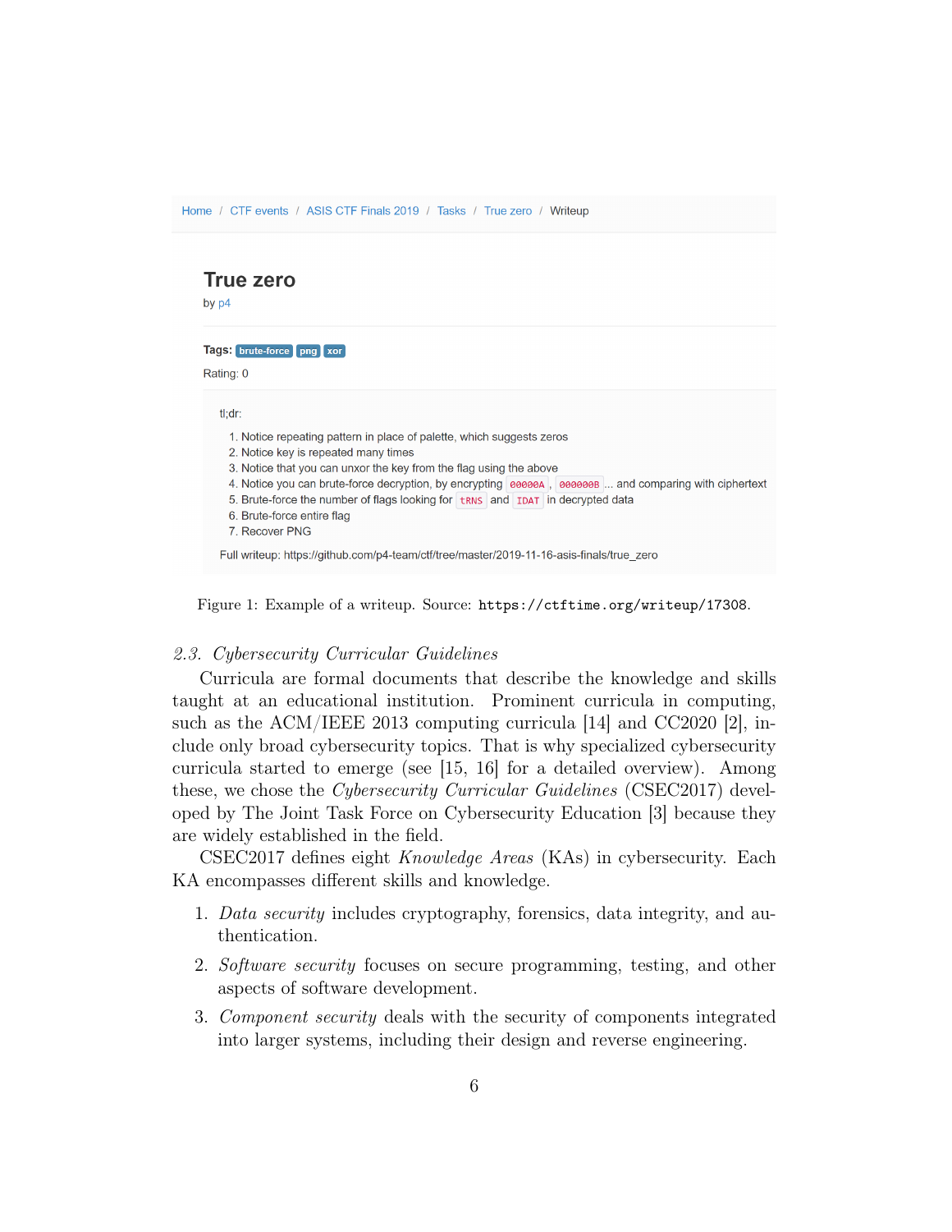Home / CTF events / ASIS CTF Finals 2019 / Tasks / True zero / Writeup

**True zero**

by p4

**Tags:** brute-force png xor

Rating: 0

tl;dr:

1. Notice repeating pattern in place of palette, which suggests zeros
2. Notice key is repeated many times
3. Notice that you can unxor the key from the flag using the above
4. Notice you can brute-force decryption, by encrypting `00000A`, `000000B` ... and comparing with ciphertext
5. Brute-force the number of flags looking for `tRNS` and `IDAT` in decrypted data
6. Brute-force entire flag
7. Recover PNG

Full writeup: https://github.com/p4-team/ctf/tree/master/2019-11-16-asis-finals/true_zero

Figure 1: Example of a writeup. Source: `https://ctftime.org/writeup/17308`.

### *2.3. Cybersecurity Curricular Guidelines*

Curricula are formal documents that describe the knowledge and skills taught at an educational institution. Prominent curricula in computing, such as the ACM/IEEE 2013 computing curricula [14] and CC2020 [2], include only broad cybersecurity topics. That is why specialized cybersecurity curricula started to emerge (see [15, 16] for a detailed overview). Among these, we chose the *Cybersecurity Curricular Guidelines* (CSEC2017) developed by The Joint Task Force on Cybersecurity Education [3] because they are widely established in the field.

CSEC2017 defines eight *Knowledge Areas* (KAs) in cybersecurity. Each KA encompasses different skills and knowledge.

1. *Data security* includes cryptography, forensics, data integrity, and authentication.
2. *Software security* focuses on secure programming, testing, and other aspects of software development.
3. *Component security* deals with the security of components integrated into larger systems, including their design and reverse engineering.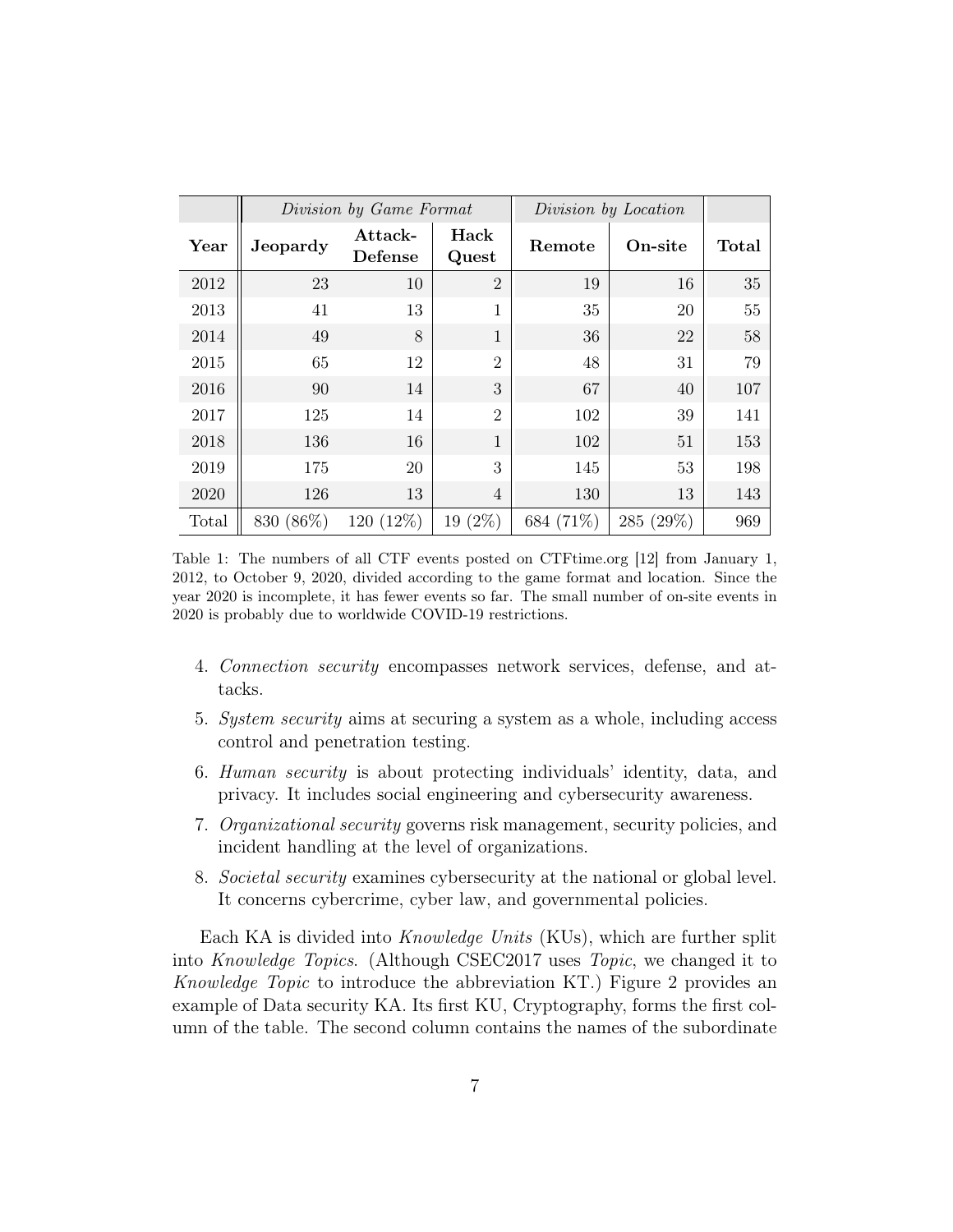| Year | *Division by Game Format* | | | *Division by Location* | | Total |
|---|---|---|---|---|---|---|
| | **Jeopardy** | **Attack-Defense** | **Hack Quest** | **Remote** | **On-site** | |
| 2012 | 23 | 10 | 2 | 19 | 16 | 35 |
| 2013 | 41 | 13 | 1 | 35 | 20 | 55 |
| 2014 | 49 | 8 | 1 | 36 | 22 | 58 |
| 2015 | 65 | 12 | 2 | 48 | 31 | 79 |
| 2016 | 90 | 14 | 3 | 67 | 40 | 107 |
| 2017 | 125 | 14 | 2 | 102 | 39 | 141 |
| 2018 | 136 | 16 | 1 | 102 | 51 | 153 |
| 2019 | 175 | 20 | 3 | 145 | 53 | 198 |
| 2020 | 126 | 13 | 4 | 130 | 13 | 143 |
| Total | 830 (86%) | 120 (12%) | 19 (2%) | 684 (71%) | 285 (29%) | 969 |

Table 1: The numbers of all CTF events posted on CTFtime.org [12] from January 1, 2012, to October 9, 2020, divided according to the game format and location. Since the year 2020 is incomplete, it has fewer events so far. The small number of on-site events in 2020 is probably due to worldwide COVID-19 restrictions.

4. *Connection security* encompasses network services, defense, and attacks.
5. *System security* aims at securing a system as a whole, including access control and penetration testing.
6. *Human security* is about protecting individuals' identity, data, and privacy. It includes social engineering and cybersecurity awareness.
7. *Organizational security* governs risk management, security policies, and incident handling at the level of organizations.
8. *Societal security* examines cybersecurity at the national or global level. It concerns cybercrime, cyber law, and governmental policies.

Each KA is divided into *Knowledge Units* (KUs), which are further split into *Knowledge Topics*. (Although CSEC2017 uses *Topic*, we changed it to *Knowledge Topic* to introduce the abbreviation KT.) Figure 2 provides an example of Data security KA. Its first KU, Cryptography, forms the first column of the table. The second column contains the names of the subordinate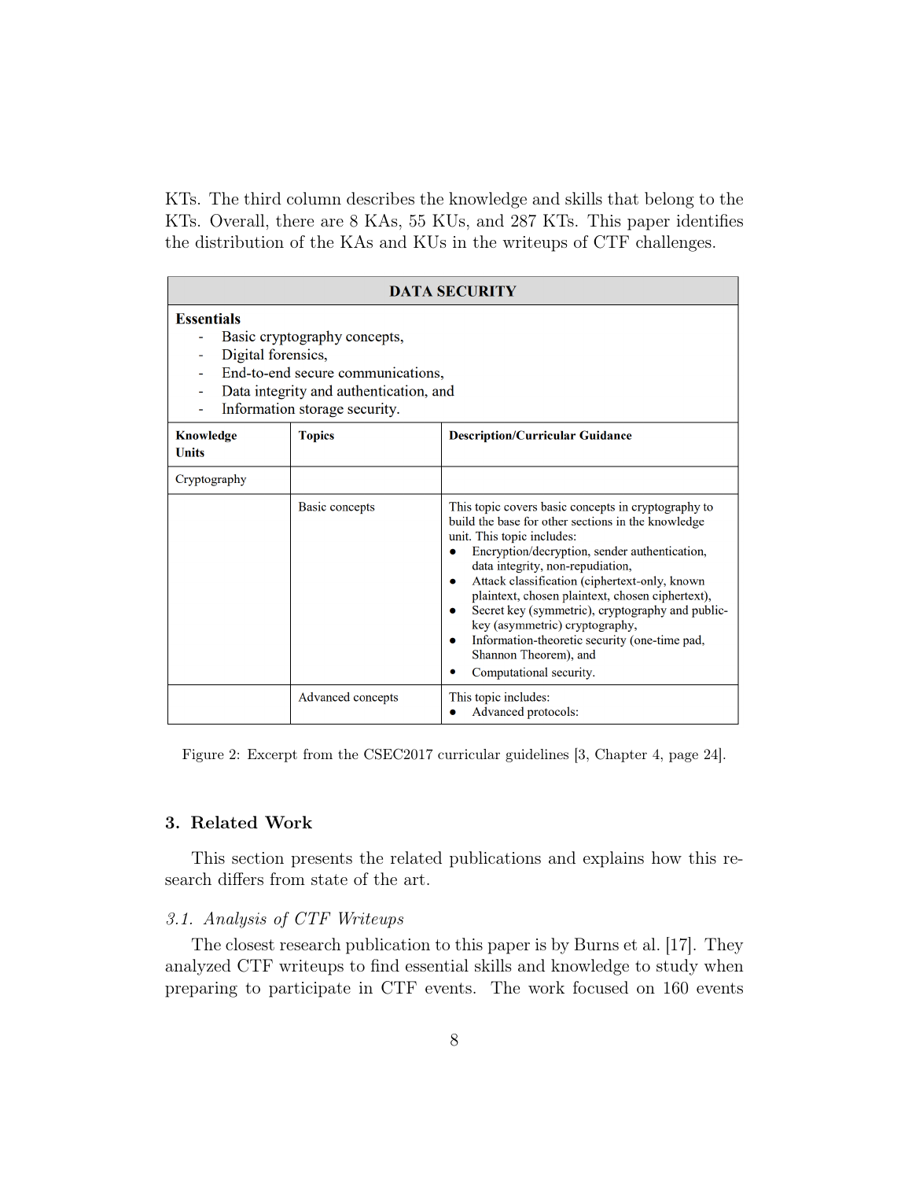KTs. The third column describes the knowledge and skills that belong to the KTs. Overall, there are 8 KAs, 55 KUs, and 287 KTs. This paper identifies the distribution of the KAs and KUs in the writeups of CTF challenges.

| DATA SECURITY | | |
|---|---|---|
| **Essentials**<br>- Basic cryptography concepts,<br>- Digital forensics,<br>- End-to-end secure communications,<br>- Data integrity and authentication, and<br>- Information storage security. | | |
| **Knowledge Units** | **Topics** | **Description/Curricular Guidance** |
| Cryptography | | |
| | Basic concepts | This topic covers basic concepts in cryptography to build the base for other sections in the knowledge unit. This topic includes:<br>• Encryption/decryption, sender authentication, data integrity, non-repudiation,<br>• Attack classification (ciphertext-only, known plaintext, chosen plaintext, chosen ciphertext),<br>• Secret key (symmetric), cryptography and public-key (asymmetric) cryptography,<br>• Information-theoretic security (one-time pad, Shannon Theorem), and<br>• Computational security. |
| | Advanced concepts | This topic includes:<br>• Advanced protocols: |

Figure 2: Excerpt from the CSEC2017 curricular guidelines [3, Chapter 4, page 24].

## 3. Related Work

This section presents the related publications and explains how this research differs from state of the art.

### *3.1. Analysis of CTF Writeups*

The closest research publication to this paper is by Burns et al. [17]. They analyzed CTF writeups to find essential skills and knowledge to study when preparing to participate in CTF events. The work focused on 160 events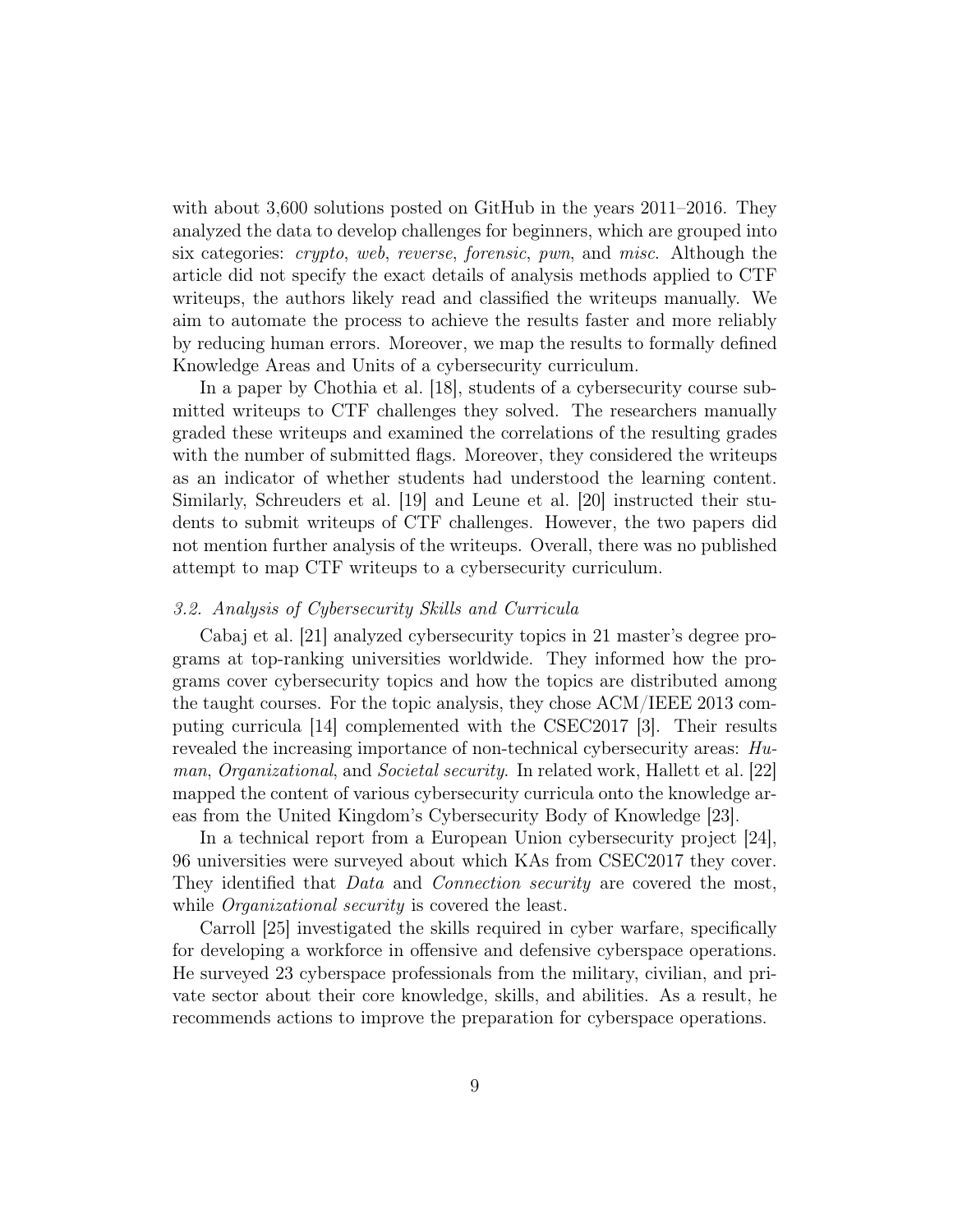with about 3,600 solutions posted on GitHub in the years 2011–2016. They analyzed the data to develop challenges for beginners, which are grouped into six categories: *crypto*, *web*, *reverse*, *forensic*, *pwn*, and *misc*. Although the article did not specify the exact details of analysis methods applied to CTF writeups, the authors likely read and classified the writeups manually. We aim to automate the process to achieve the results faster and more reliably by reducing human errors. Moreover, we map the results to formally defined Knowledge Areas and Units of a cybersecurity curriculum.

In a paper by Chothia et al. [18], students of a cybersecurity course submitted writeups to CTF challenges they solved. The researchers manually graded these writeups and examined the correlations of the resulting grades with the number of submitted flags. Moreover, they considered the writeups as an indicator of whether students had understood the learning content. Similarly, Schreuders et al. [19] and Leune et al. [20] instructed their students to submit writeups of CTF challenges. However, the two papers did not mention further analysis of the writeups. Overall, there was no published attempt to map CTF writeups to a cybersecurity curriculum.

### *3.2. Analysis of Cybersecurity Skills and Curricula*

Cabaj et al. [21] analyzed cybersecurity topics in 21 master's degree programs at top-ranking universities worldwide. They informed how the programs cover cybersecurity topics and how the topics are distributed among the taught courses. For the topic analysis, they chose ACM/IEEE 2013 computing curricula [14] complemented with the CSEC2017 [3]. Their results revealed the increasing importance of non-technical cybersecurity areas: *Human*, *Organizational*, and *Societal security*. In related work, Hallett et al. [22] mapped the content of various cybersecurity curricula onto the knowledge areas from the United Kingdom's Cybersecurity Body of Knowledge [23].

In a technical report from a European Union cybersecurity project [24], 96 universities were surveyed about which KAs from CSEC2017 they cover. They identified that *Data* and *Connection security* are covered the most, while *Organizational security* is covered the least.

Carroll [25] investigated the skills required in cyber warfare, specifically for developing a workforce in offensive and defensive cyberspace operations. He surveyed 23 cyberspace professionals from the military, civilian, and private sector about their core knowledge, skills, and abilities. As a result, he recommends actions to improve the preparation for cyberspace operations.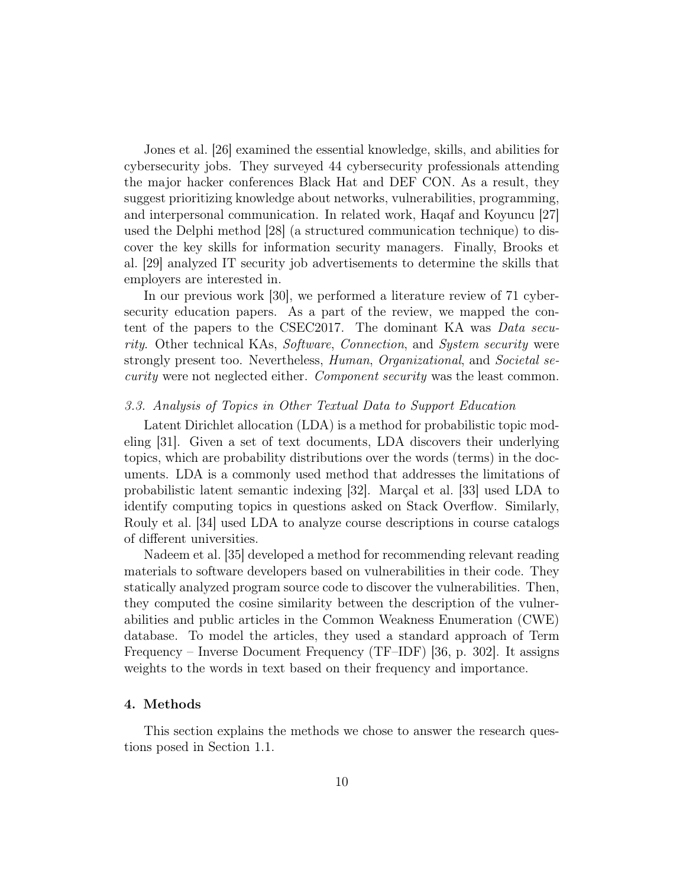Jones et al. [26] examined the essential knowledge, skills, and abilities for cybersecurity jobs. They surveyed 44 cybersecurity professionals attending the major hacker conferences Black Hat and DEF CON. As a result, they suggest prioritizing knowledge about networks, vulnerabilities, programming, and interpersonal communication. In related work, Haqaf and Koyuncu [27] used the Delphi method [28] (a structured communication technique) to discover the key skills for information security managers. Finally, Brooks et al. [29] analyzed IT security job advertisements to determine the skills that employers are interested in.

In our previous work [30], we performed a literature review of 71 cybersecurity education papers. As a part of the review, we mapped the content of the papers to the CSEC2017. The dominant KA was *Data security*. Other technical KAs, *Software*, *Connection*, and *System security* were strongly present too. Nevertheless, *Human*, *Organizational*, and *Societal security* were not neglected either. *Component security* was the least common.

### *3.3. Analysis of Topics in Other Textual Data to Support Education*

Latent Dirichlet allocation (LDA) is a method for probabilistic topic modeling [31]. Given a set of text documents, LDA discovers their underlying topics, which are probability distributions over the words (terms) in the documents. LDA is a commonly used method that addresses the limitations of probabilistic latent semantic indexing [32]. Marçal et al. [33] used LDA to identify computing topics in questions asked on Stack Overflow. Similarly, Rouly et al. [34] used LDA to analyze course descriptions in course catalogs of different universities.

Nadeem et al. [35] developed a method for recommending relevant reading materials to software developers based on vulnerabilities in their code. They statically analyzed program source code to discover the vulnerabilities. Then, they computed the cosine similarity between the description of the vulnerabilities and public articles in the Common Weakness Enumeration (CWE) database. To model the articles, they used a standard approach of Term Frequency – Inverse Document Frequency (TF–IDF) [36, p. 302]. It assigns weights to the words in text based on their frequency and importance.

## 4. Methods

This section explains the methods we chose to answer the research questions posed in Section 1.1.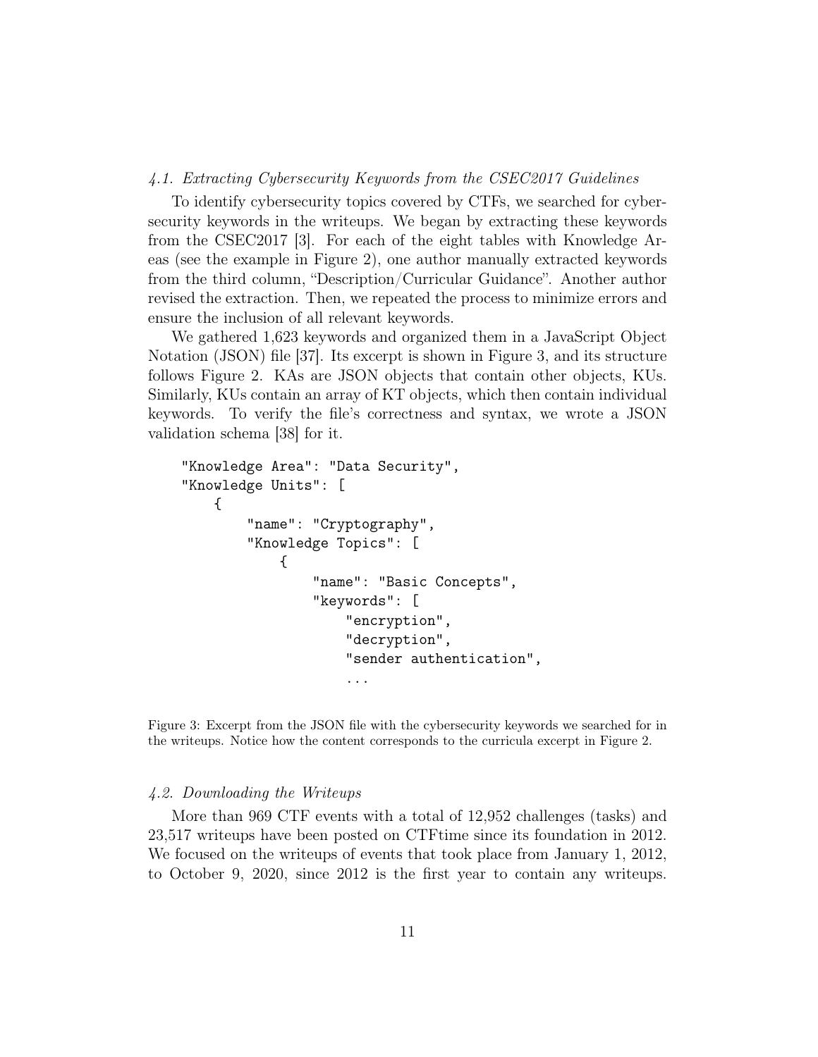### 4.1. Extracting Cybersecurity Keywords from the CSEC2017 Guidelines

To identify cybersecurity topics covered by CTFs, we searched for cybersecurity keywords in the writeups. We began by extracting these keywords from the CSEC2017 [3]. For each of the eight tables with Knowledge Areas (see the example in Figure 2), one author manually extracted keywords from the third column, "Description/Curricular Guidance". Another author revised the extraction. Then, we repeated the process to minimize errors and ensure the inclusion of all relevant keywords.

We gathered 1,623 keywords and organized them in a JavaScript Object Notation (JSON) file [37]. Its excerpt is shown in Figure 3, and its structure follows Figure 2. KAs are JSON objects that contain other objects, KUs. Similarly, KUs contain an array of KT objects, which then contain individual keywords. To verify the file's correctness and syntax, we wrote a JSON validation schema [38] for it.

```
"Knowledge Area": "Data Security",
"Knowledge Units": [
    {
        "name": "Cryptography",
        "Knowledge Topics": [
            {
                "name": "Basic Concepts",
                "keywords": [
                    "encryption",
                    "decryption",
                    "sender authentication",
                    ...
```

Figure 3: Excerpt from the JSON file with the cybersecurity keywords we searched for in the writeups. Notice how the content corresponds to the curricula excerpt in Figure 2.

### 4.2. Downloading the Writeups

More than 969 CTF events with a total of 12,952 challenges (tasks) and 23,517 writeups have been posted on CTFtime since its foundation in 2012. We focused on the writeups of events that took place from January 1, 2012, to October 9, 2020, since 2012 is the first year to contain any writeups.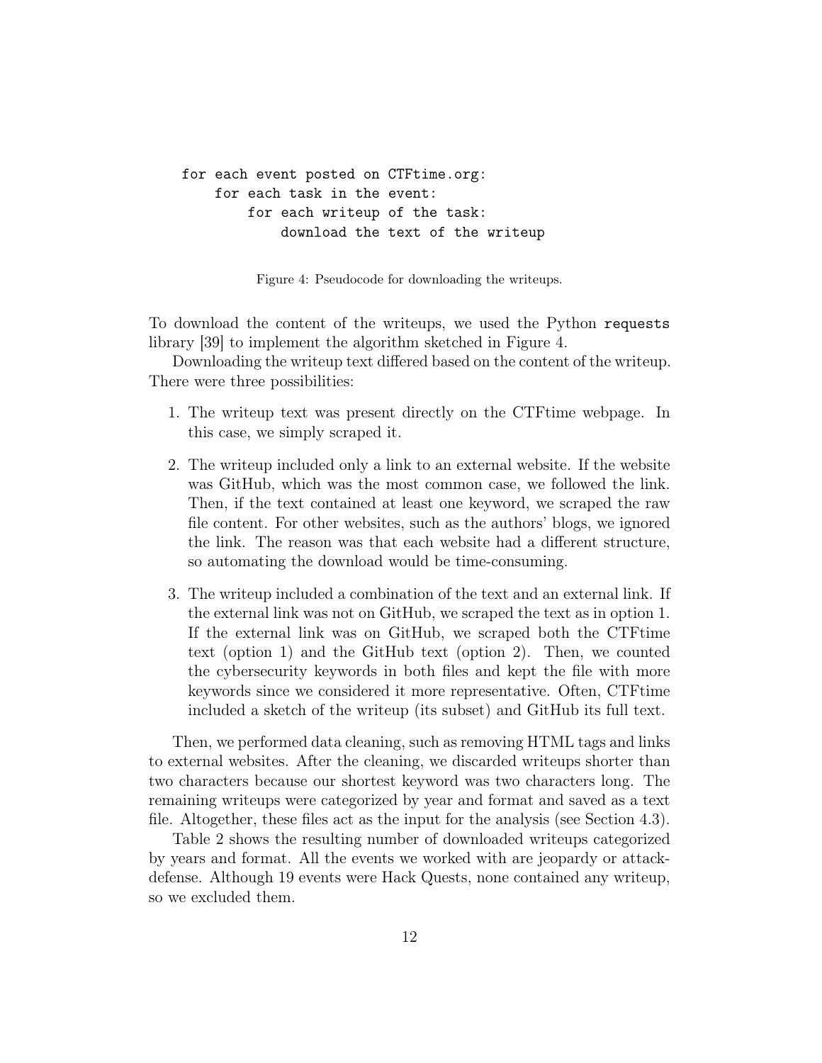```
for each event posted on CTFtime.org:
    for each task in the event:
        for each writeup of the task:
            download the text of the writeup
```

Figure 4: Pseudocode for downloading the writeups.

To download the content of the writeups, we used the Python `requests` library [39] to implement the algorithm sketched in Figure 4.

Downloading the writeup text differed based on the content of the writeup. There were three possibilities:

1. The writeup text was present directly on the CTFtime webpage. In this case, we simply scraped it.
2. The writeup included only a link to an external website. If the website was GitHub, which was the most common case, we followed the link. Then, if the text contained at least one keyword, we scraped the raw file content. For other websites, such as the authors' blogs, we ignored the link. The reason was that each website had a different structure, so automating the download would be time-consuming.
3. The writeup included a combination of the text and an external link. If the external link was not on GitHub, we scraped the text as in option 1. If the external link was on GitHub, we scraped both the CTFtime text (option 1) and the GitHub text (option 2). Then, we counted the cybersecurity keywords in both files and kept the file with more keywords since we considered it more representative. Often, CTFtime included a sketch of the writeup (its subset) and GitHub its full text.

Then, we performed data cleaning, such as removing HTML tags and links to external websites. After the cleaning, we discarded writeups shorter than two characters because our shortest keyword was two characters long. The remaining writeups were categorized by year and format and saved as a text file. Altogether, these files act as the input for the analysis (see Section 4.3).

Table 2 shows the resulting number of downloaded writeups categorized by years and format. All the events we worked with are jeopardy or attack-defense. Although 19 events were Hack Quests, none contained any writeup, so we excluded them.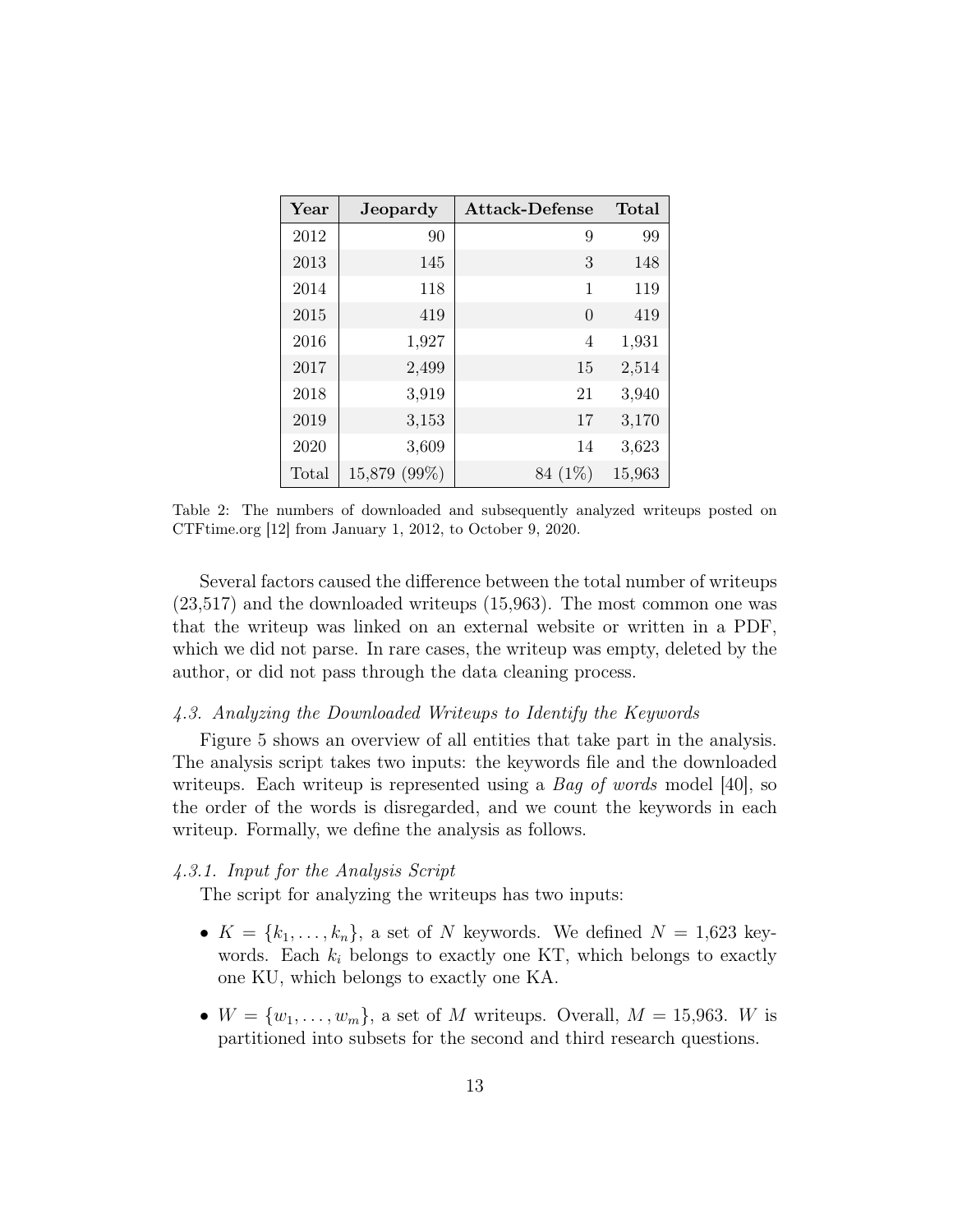| Year | Jeopardy | Attack-Defense | Total |
|---|---|---|---|
| 2012 | 90 | 9 | 99 |
| 2013 | 145 | 3 | 148 |
| 2014 | 118 | 1 | 119 |
| 2015 | 419 | 0 | 419 |
| 2016 | 1,927 | 4 | 1,931 |
| 2017 | 2,499 | 15 | 2,514 |
| 2018 | 3,919 | 21 | 3,940 |
| 2019 | 3,153 | 17 | 3,170 |
| 2020 | 3,609 | 14 | 3,623 |
| Total | 15,879 (99%) | 84 (1%) | 15,963 |

Table 2: The numbers of downloaded and subsequently analyzed writeups posted on CTFtime.org [12] from January 1, 2012, to October 9, 2020.

Several factors caused the difference between the total number of writeups (23,517) and the downloaded writeups (15,963). The most common one was that the writeup was linked on an external website or written in a PDF, which we did not parse. In rare cases, the writeup was empty, deleted by the author, or did not pass through the data cleaning process.

### *4.3. Analyzing the Downloaded Writeups to Identify the Keywords*

Figure 5 shows an overview of all entities that take part in the analysis. The analysis script takes two inputs: the keywords file and the downloaded writeups. Each writeup is represented using a *Bag of words* model [40], so the order of the words is disregarded, and we count the keywords in each writeup. Formally, we define the analysis as follows.

#### *4.3.1. Input for the Analysis Script*

The script for analyzing the writeups has two inputs:

- $K = \{k_1, \ldots, k_n\}$, a set of $N$ keywords. We defined $N = 1{,}623$ keywords. Each $k_i$ belongs to exactly one KT, which belongs to exactly one KU, which belongs to exactly one KA.
- $W = \{w_1, \ldots, w_m\}$, a set of $M$ writeups. Overall, $M = 15{,}963$. $W$ is partitioned into subsets for the second and third research questions.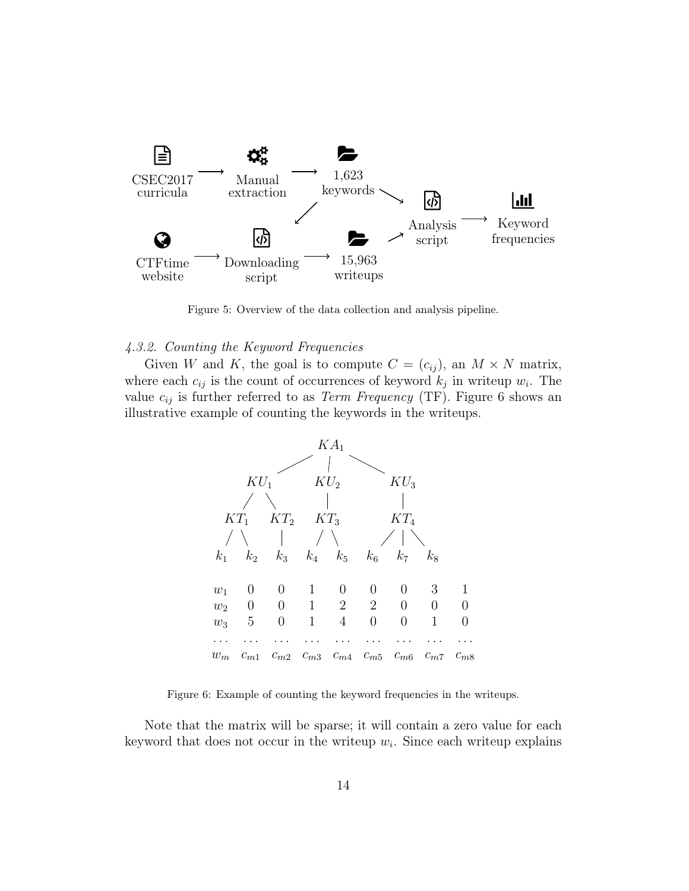Figure 5: Overview of the data collection and analysis pipeline.

#### 4.3.2. Counting the Keyword Frequencies

Given $W$ and $K$, the goal is to compute $C = (c_{ij})$, an $M \times N$ matrix, where each $c_{ij}$ is the count of occurrences of keyword $k_j$ in writeup $w_i$. The value $c_{ij}$ is further referred to as *Term Frequency* (TF). Figure 6 shows an illustrative example of counting the keywords in the writeups.

| | $k_1$ | $k_2$ | $k_3$ | $k_4$ | $k_5$ | $k_6$ | $k_7$ | $k_8$ |
|---|---|---|---|---|---|---|---|---|
| $w_1$ | 0 | 0 | 1 | 0 | 0 | 0 | 3 | 1 |
| $w_2$ | 0 | 0 | 1 | 2 | 2 | 0 | 0 | 0 |
| $w_3$ | 5 | 0 | 1 | 4 | 0 | 0 | 1 | 0 |
| ... | ... | ... | ... | ... | ... | ... | ... | ... |
| $w_m$ | $c_{m1}$ | $c_{m2}$ | $c_{m3}$ | $c_{m4}$ | $c_{m5}$ | $c_{m6}$ | $c_{m7}$ | $c_{m8}$ |

Figure 6: Example of counting the keyword frequencies in the writeups.

Note that the matrix will be sparse; it will contain a zero value for each keyword that does not occur in the writeup $w_i$. Since each writeup explains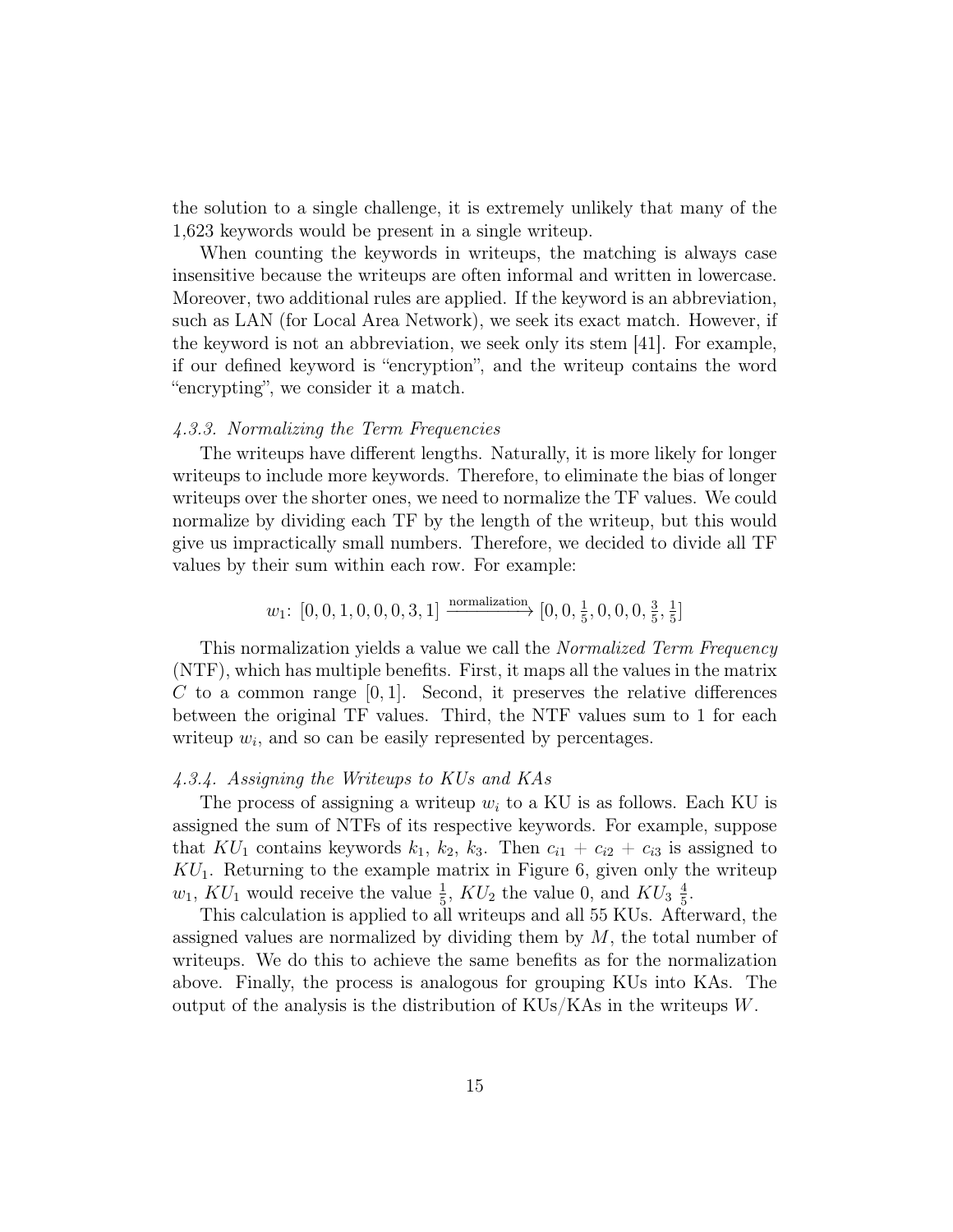the solution to a single challenge, it is extremely unlikely that many of the 1,623 keywords would be present in a single writeup.

When counting the keywords in writeups, the matching is always case insensitive because the writeups are often informal and written in lowercase. Moreover, two additional rules are applied. If the keyword is an abbreviation, such as LAN (for Local Area Network), we seek its exact match. However, if the keyword is not an abbreviation, we seek only its stem [41]. For example, if our defined keyword is "encryption", and the writeup contains the word "encrypting", we consider it a match.

#### *4.3.3. Normalizing the Term Frequencies*

The writeups have different lengths. Naturally, it is more likely for longer writeups to include more keywords. Therefore, to eliminate the bias of longer writeups over the shorter ones, we need to normalize the TF values. We could normalize by dividing each TF by the length of the writeup, but this would give us impractically small numbers. Therefore, we decided to divide all TF values by their sum within each row. For example:

$$w_1\colon\ [0, 0, 1, 0, 0, 0, 3, 1] \xrightarrow{\text{normalization}} [0, 0, \tfrac{1}{5}, 0, 0, 0, \tfrac{3}{5}, \tfrac{1}{5}]$$

This normalization yields a value we call the *Normalized Term Frequency* (NTF), which has multiple benefits. First, it maps all the values in the matrix $C$ to a common range $[0, 1]$. Second, it preserves the relative differences between the original TF values. Third, the NTF values sum to 1 for each writeup $w_i$, and so can be easily represented by percentages.

#### *4.3.4. Assigning the Writeups to KUs and KAs*

The process of assigning a writeup $w_i$ to a KU is as follows. Each KU is assigned the sum of NTFs of its respective keywords. For example, suppose that $KU_1$ contains keywords $k_1$, $k_2$, $k_3$. Then $c_{i1} + c_{i2} + c_{i3}$ is assigned to $KU_1$. Returning to the example matrix in Figure 6, given only the writeup $w_1$, $KU_1$ would receive the value $\frac{1}{5}$, $KU_2$ the value 0, and $KU_3$ $\frac{4}{5}$.

This calculation is applied to all writeups and all 55 KUs. Afterward, the assigned values are normalized by dividing them by $M$, the total number of writeups. We do this to achieve the same benefits as for the normalization above. Finally, the process is analogous for grouping KUs into KAs. The output of the analysis is the distribution of KUs/KAs in the writeups $W$.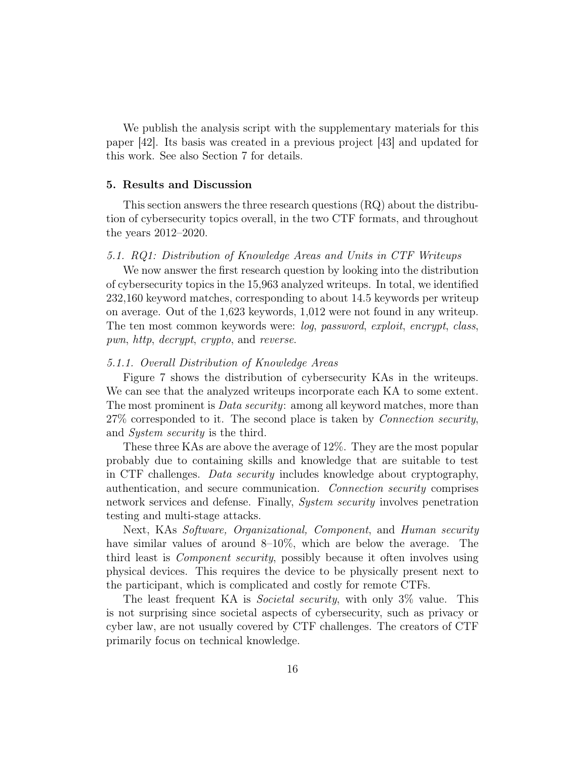We publish the analysis script with the supplementary materials for this paper [42]. Its basis was created in a previous project [43] and updated for this work. See also Section 7 for details.

## 5. Results and Discussion

This section answers the three research questions (RQ) about the distribution of cybersecurity topics overall, in the two CTF formats, and throughout the years 2012–2020.

### 5.1. RQ1: Distribution of Knowledge Areas and Units in CTF Writeups

We now answer the first research question by looking into the distribution of cybersecurity topics in the 15,963 analyzed writeups. In total, we identified 232,160 keyword matches, corresponding to about 14.5 keywords per writeup on average. Out of the 1,623 keywords, 1,012 were not found in any writeup. The ten most common keywords were: *log*, *password*, *exploit*, *encrypt*, *class*, *pwn*, *http*, *decrypt*, *crypto*, and *reverse*.

#### 5.1.1. Overall Distribution of Knowledge Areas

Figure 7 shows the distribution of cybersecurity KAs in the writeups. We can see that the analyzed writeups incorporate each KA to some extent. The most prominent is *Data security*: among all keyword matches, more than 27% corresponded to it. The second place is taken by *Connection security*, and *System security* is the third.

These three KAs are above the average of 12%. They are the most popular probably due to containing skills and knowledge that are suitable to test in CTF challenges. *Data security* includes knowledge about cryptography, authentication, and secure communication. *Connection security* comprises network services and defense. Finally, *System security* involves penetration testing and multi-stage attacks.

Next, KAs *Software, Organizational, Component*, and *Human security* have similar values of around 8–10%, which are below the average. The third least is *Component security*, possibly because it often involves using physical devices. This requires the device to be physically present next to the participant, which is complicated and costly for remote CTFs.

The least frequent KA is *Societal security*, with only 3% value. This is not surprising since societal aspects of cybersecurity, such as privacy or cyber law, are not usually covered by CTF challenges. The creators of CTF primarily focus on technical knowledge.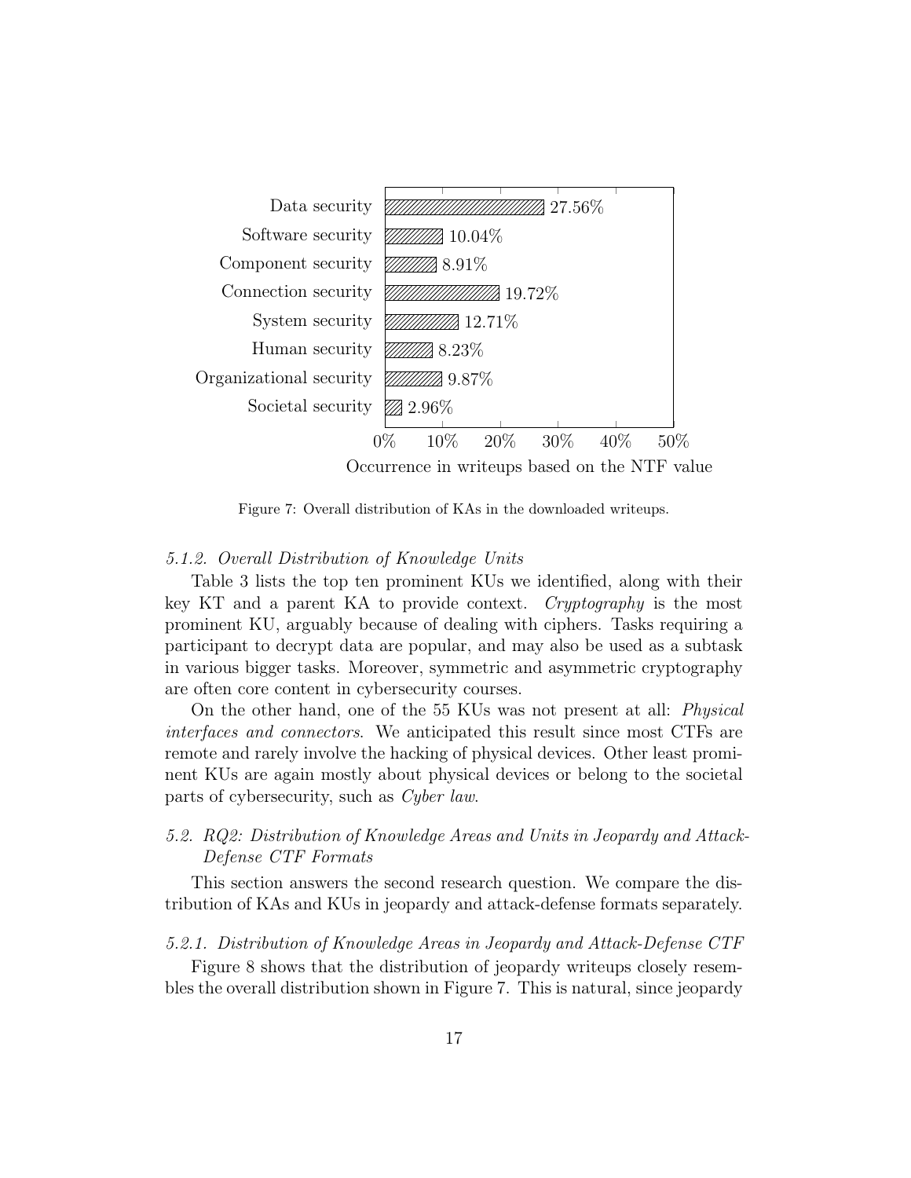| Knowledge Area | Occurrence in writeups based on the NTF value |
|---|---|
| Data security | 27.56% |
| Software security | 10.04% |
| Component security | 8.91% |
| Connection security | 19.72% |
| System security | 12.71% |
| Human security | 8.23% |
| Organizational security | 9.87% |
| Societal security | 2.96% |

Figure 7: Overall distribution of KAs in the downloaded writeups.

#### 5.1.2. Overall Distribution of Knowledge Units

Table 3 lists the top ten prominent KUs we identified, along with their key KT and a parent KA to provide context. *Cryptography* is the most prominent KU, arguably because of dealing with ciphers. Tasks requiring a participant to decrypt data are popular, and may also be used as a subtask in various bigger tasks. Moreover, symmetric and asymmetric cryptography are often core content in cybersecurity courses.

On the other hand, one of the 55 KUs was not present at all: *Physical interfaces and connectors*. We anticipated this result since most CTFs are remote and rarely involve the hacking of physical devices. Other least prominent KUs are again mostly about physical devices or belong to the societal parts of cybersecurity, such as *Cyber law*.

### 5.2. RQ2: Distribution of Knowledge Areas and Units in Jeopardy and Attack-Defense CTF Formats

This section answers the second research question. We compare the distribution of KAs and KUs in jeopardy and attack-defense formats separately.

#### 5.2.1. Distribution of Knowledge Areas in Jeopardy and Attack-Defense CTF

Figure 8 shows that the distribution of jeopardy writeups closely resembles the overall distribution shown in Figure 7. This is natural, since jeopardy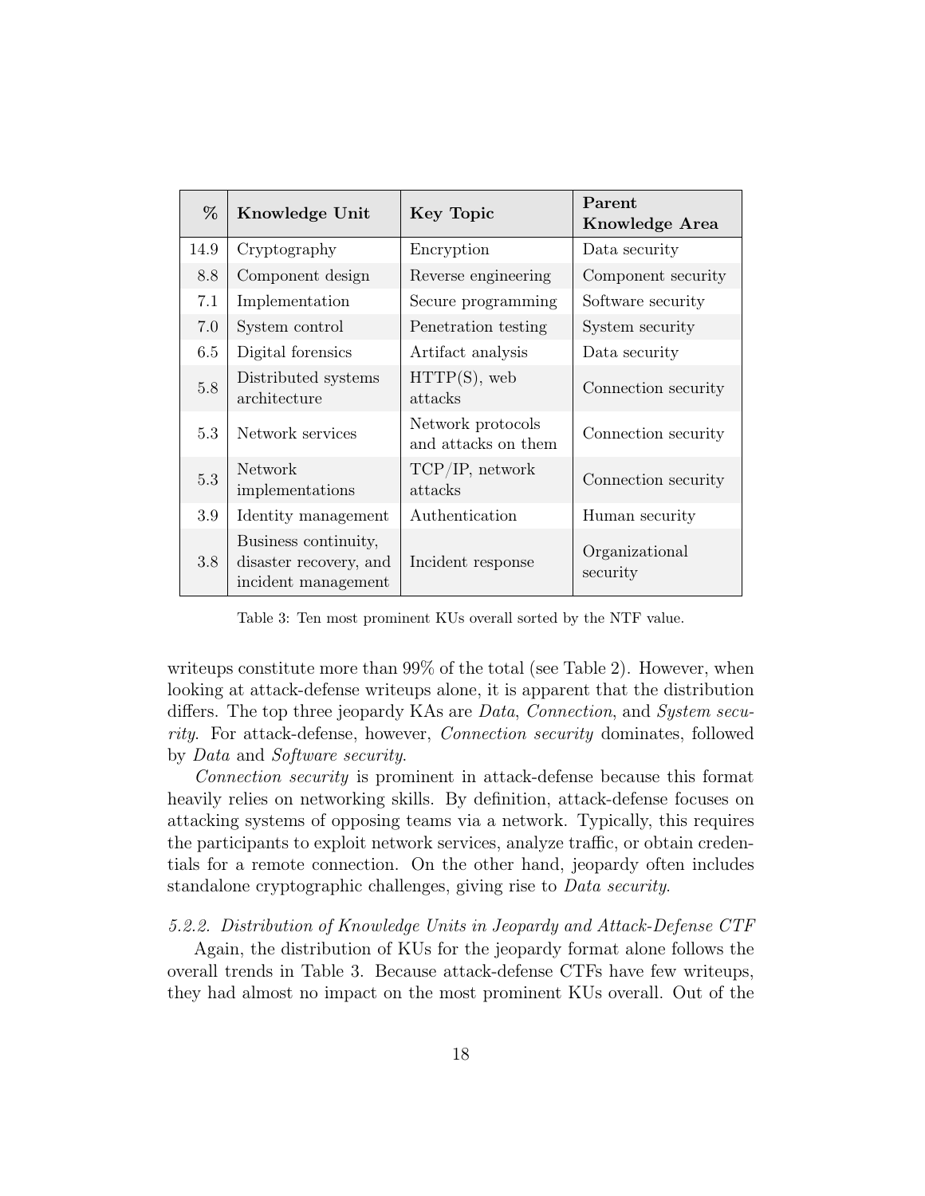| % | Knowledge Unit | Key Topic | Parent Knowledge Area |
|---|---|---|---|
| 14.9 | Cryptography | Encryption | Data security |
| 8.8 | Component design | Reverse engineering | Component security |
| 7.1 | Implementation | Secure programming | Software security |
| 7.0 | System control | Penetration testing | System security |
| 6.5 | Digital forensics | Artifact analysis | Data security |
| 5.8 | Distributed systems architecture | HTTP(S), web attacks | Connection security |
| 5.3 | Network services | Network protocols and attacks on them | Connection security |
| 5.3 | Network implementations | TCP/IP, network attacks | Connection security |
| 3.9 | Identity management | Authentication | Human security |
| 3.8 | Business continuity, disaster recovery, and incident management | Incident response | Organizational security |

Table 3: Ten most prominent KUs overall sorted by the NTF value.

writeups constitute more than 99% of the total (see Table 2). However, when looking at attack-defense writeups alone, it is apparent that the distribution differs. The top three jeopardy KAs are *Data*, *Connection*, and *System security*. For attack-defense, however, *Connection security* dominates, followed by *Data* and *Software security*.

*Connection security* is prominent in attack-defense because this format heavily relies on networking skills. By definition, attack-defense focuses on attacking systems of opposing teams via a network. Typically, this requires the participants to exploit network services, analyze traffic, or obtain credentials for a remote connection. On the other hand, jeopardy often includes standalone cryptographic challenges, giving rise to *Data security*.

*5.2.2. Distribution of Knowledge Units in Jeopardy and Attack-Defense CTF*

Again, the distribution of KUs for the jeopardy format alone follows the overall trends in Table 3. Because attack-defense CTFs have few writeups, they had almost no impact on the most prominent KUs overall. Out of the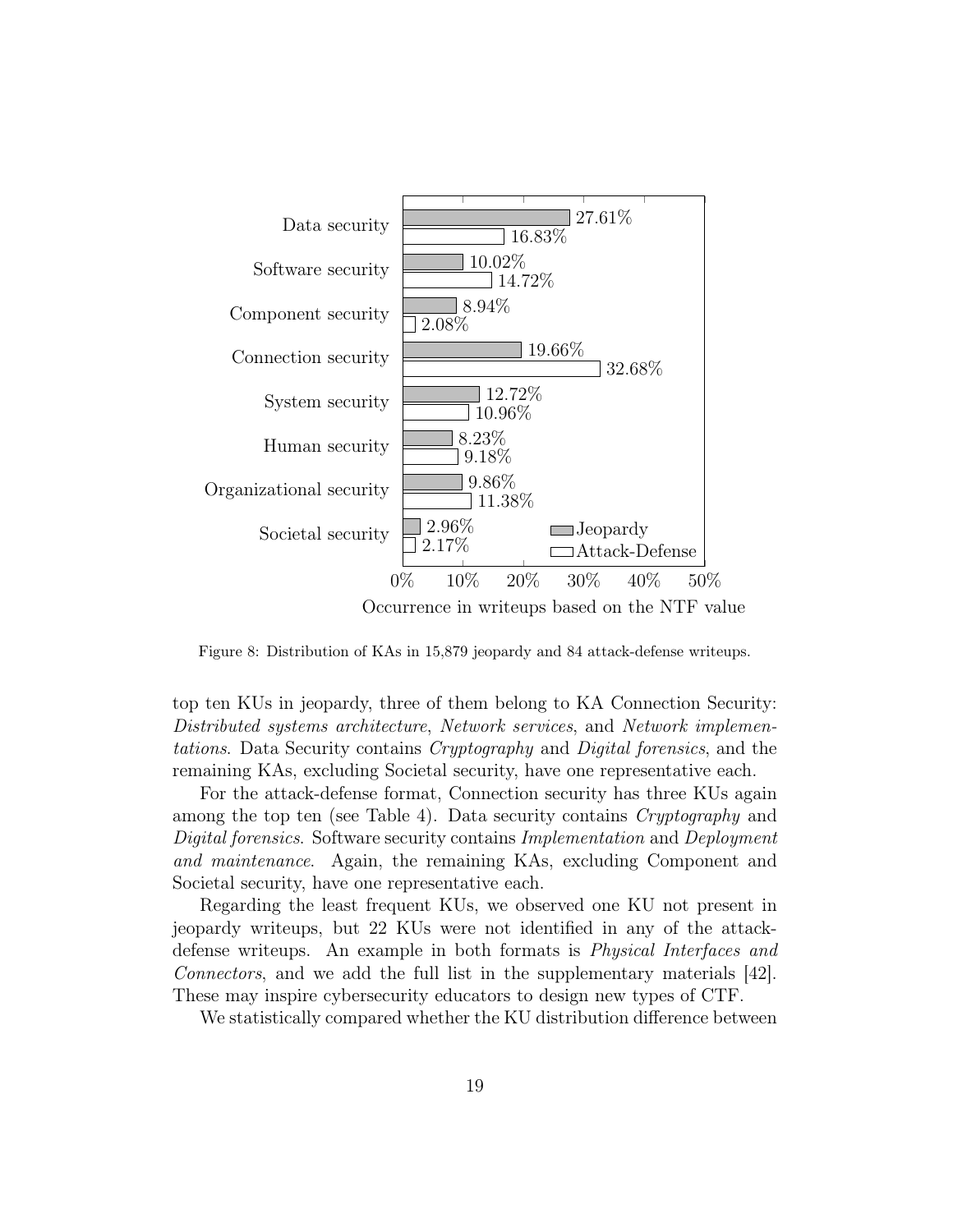Figure 8: Distribution of KAs in 15,879 jeopardy and 84 attack-defense writeups.

top ten KUs in jeopardy, three of them belong to KA Connection Security: *Distributed systems architecture*, *Network services*, and *Network implementations*. Data Security contains *Cryptography* and *Digital forensics*, and the remaining KAs, excluding Societal security, have one representative each.

For the attack-defense format, Connection security has three KUs again among the top ten (see Table 4). Data security contains *Cryptography* and *Digital forensics*. Software security contains *Implementation* and *Deployment and maintenance*. Again, the remaining KAs, excluding Component and Societal security, have one representative each.

Regarding the least frequent KUs, we observed one KU not present in jeopardy writeups, but 22 KUs were not identified in any of the attack-defense writeups. An example in both formats is *Physical Interfaces and Connectors*, and we add the full list in the supplementary materials [42]. These may inspire cybersecurity educators to design new types of CTF.

We statistically compared whether the KU distribution difference between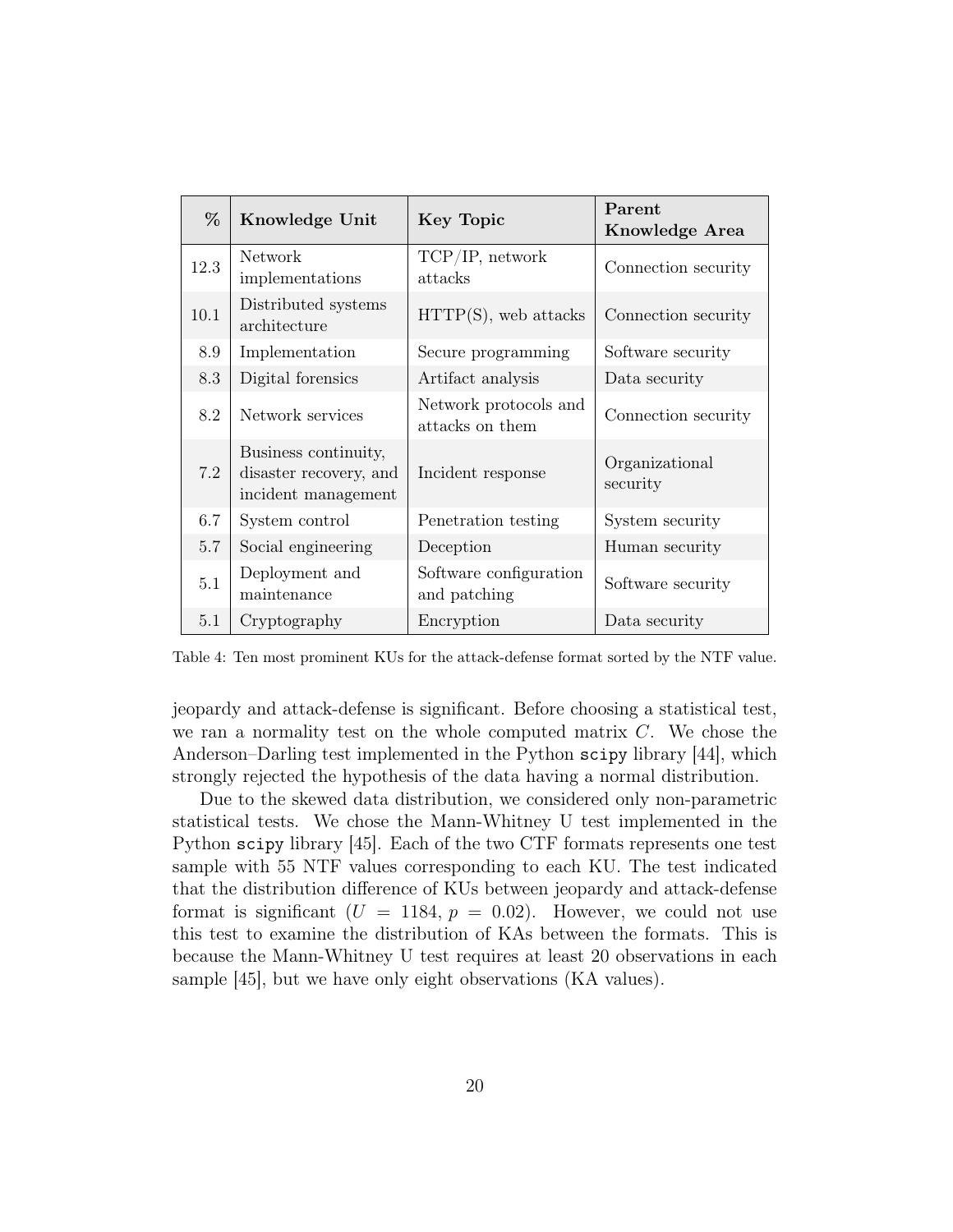| % | **Knowledge Unit** | **Key Topic** | **Parent Knowledge Area** |
|---|---|---|---|
| 12.3 | Network implementations | TCP/IP, network attacks | Connection security |
| 10.1 | Distributed systems architecture | HTTP(S), web attacks | Connection security |
| 8.9 | Implementation | Secure programming | Software security |
| 8.3 | Digital forensics | Artifact analysis | Data security |
| 8.2 | Network services | Network protocols and attacks on them | Connection security |
| 7.2 | Business continuity, disaster recovery, and incident management | Incident response | Organizational security |
| 6.7 | System control | Penetration testing | System security |
| 5.7 | Social engineering | Deception | Human security |
| 5.1 | Deployment and maintenance | Software configuration and patching | Software security |
| 5.1 | Cryptography | Encryption | Data security |

Table 4: Ten most prominent KUs for the attack-defense format sorted by the NTF value.

jeopardy and attack-defense is significant. Before choosing a statistical test, we ran a normality test on the whole computed matrix $C$. We chose the Anderson–Darling test implemented in the Python `scipy` library [44], which strongly rejected the hypothesis of the data having a normal distribution.

Due to the skewed data distribution, we considered only non-parametric statistical tests. We chose the Mann-Whitney U test implemented in the Python `scipy` library [45]. Each of the two CTF formats represents one test sample with 55 NTF values corresponding to each KU. The test indicated that the distribution difference of KUs between jeopardy and attack-defense format is significant ($U = 1184$, $p = 0.02$). However, we could not use this test to examine the distribution of KAs between the formats. This is because the Mann-Whitney U test requires at least 20 observations in each sample [45], but we have only eight observations (KA values).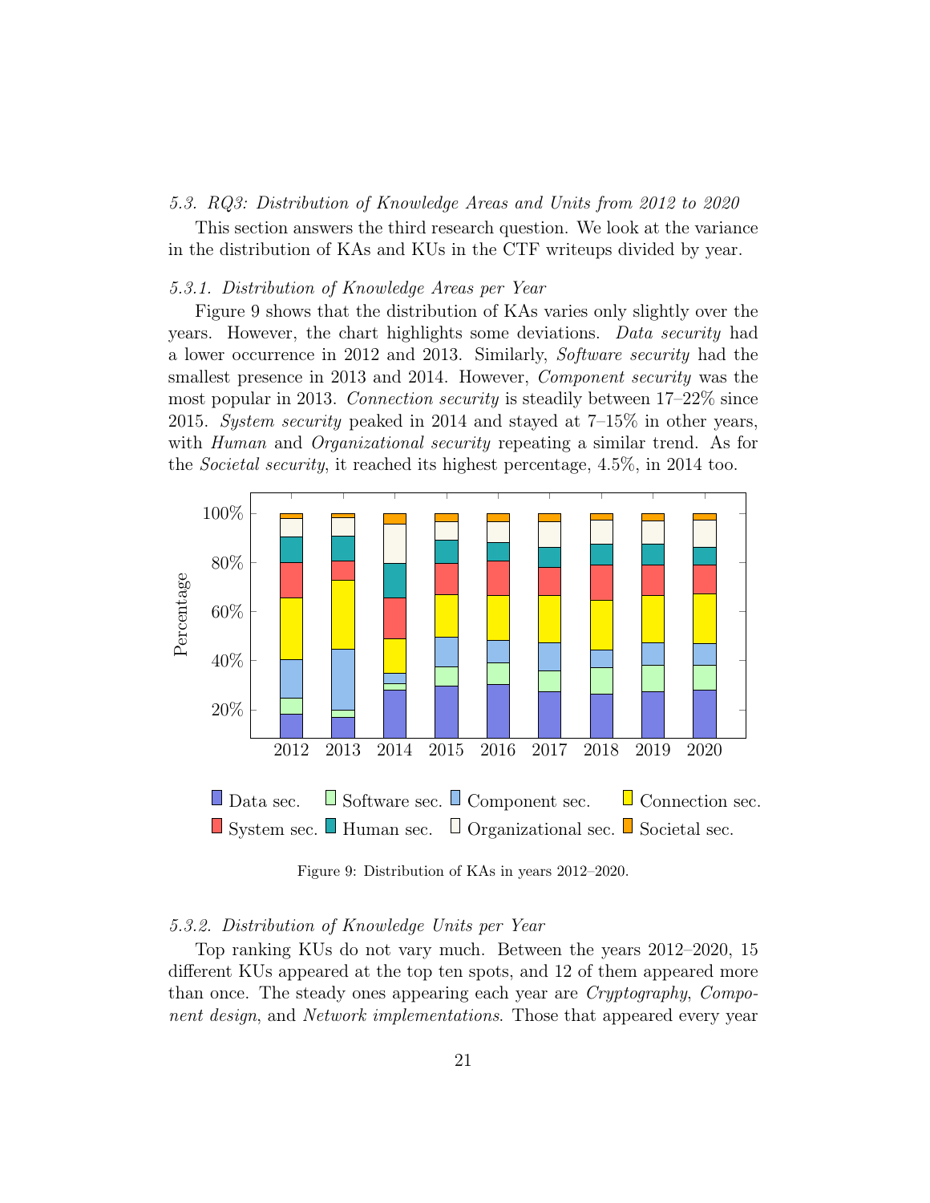### 5.3. RQ3: Distribution of Knowledge Areas and Units from 2012 to 2020

This section answers the third research question. We look at the variance in the distribution of KAs and KUs in the CTF writeups divided by year.

#### 5.3.1. Distribution of Knowledge Areas per Year

Figure 9 shows that the distribution of KAs varies only slightly over the years. However, the chart highlights some deviations. *Data security* had a lower occurrence in 2012 and 2013. Similarly, *Software security* had the smallest presence in 2013 and 2014. However, *Component security* was the most popular in 2013. *Connection security* is steadily between 17–22% since 2015. *System security* peaked in 2014 and stayed at 7–15% in other years, with *Human* and *Organizational security* repeating a similar trend. As for the *Societal security*, it reached its highest percentage, 4.5%, in 2014 too.

Figure 9: Distribution of KAs in years 2012–2020.

#### 5.3.2. Distribution of Knowledge Units per Year

Top ranking KUs do not vary much. Between the years 2012–2020, 15 different KUs appeared at the top ten spots, and 12 of them appeared more than once. The steady ones appearing each year are *Cryptography*, *Component design*, and *Network implementations*. Those that appeared every year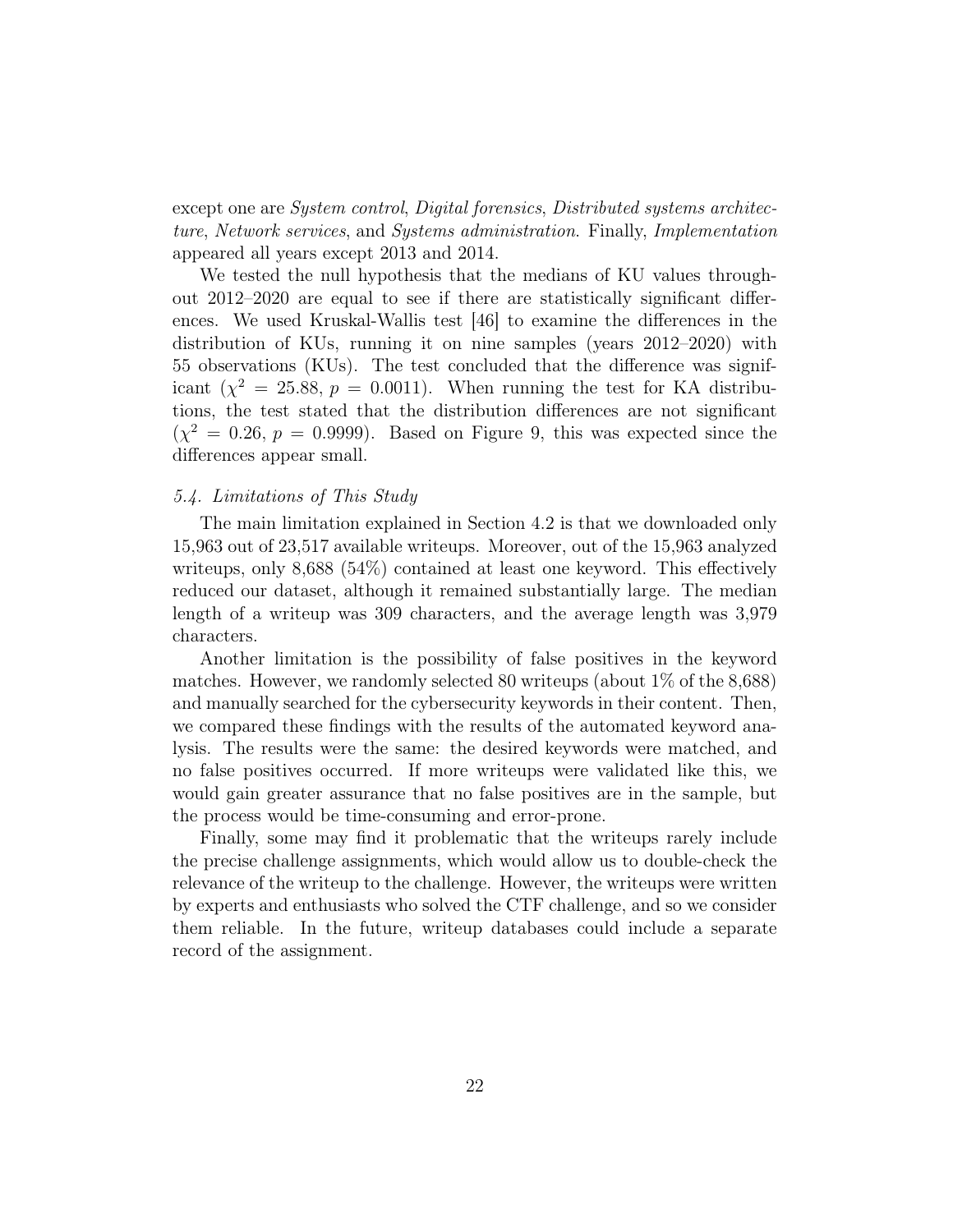except one are *System control*, *Digital forensics*, *Distributed systems architecture*, *Network services*, and *Systems administration*. Finally, *Implementation* appeared all years except 2013 and 2014.

We tested the null hypothesis that the medians of KU values throughout 2012–2020 are equal to see if there are statistically significant differences. We used Kruskal-Wallis test [46] to examine the differences in the distribution of KUs, running it on nine samples (years 2012–2020) with 55 observations (KUs). The test concluded that the difference was significant ($\chi^2 = 25.88$, $p = 0.0011$). When running the test for KA distributions, the test stated that the distribution differences are not significant ($\chi^2 = 0.26$, $p = 0.9999$). Based on Figure 9, this was expected since the differences appear small.

### *5.4. Limitations of This Study*

The main limitation explained in Section 4.2 is that we downloaded only 15,963 out of 23,517 available writeups. Moreover, out of the 15,963 analyzed writeups, only 8,688 (54%) contained at least one keyword. This effectively reduced our dataset, although it remained substantially large. The median length of a writeup was 309 characters, and the average length was 3,979 characters.

Another limitation is the possibility of false positives in the keyword matches. However, we randomly selected 80 writeups (about 1% of the 8,688) and manually searched for the cybersecurity keywords in their content. Then, we compared these findings with the results of the automated keyword analysis. The results were the same: the desired keywords were matched, and no false positives occurred. If more writeups were validated like this, we would gain greater assurance that no false positives are in the sample, but the process would be time-consuming and error-prone.

Finally, some may find it problematic that the writeups rarely include the precise challenge assignments, which would allow us to double-check the relevance of the writeup to the challenge. However, the writeups were written by experts and enthusiasts who solved the CTF challenge, and so we consider them reliable. In the future, writeup databases could include a separate record of the assignment.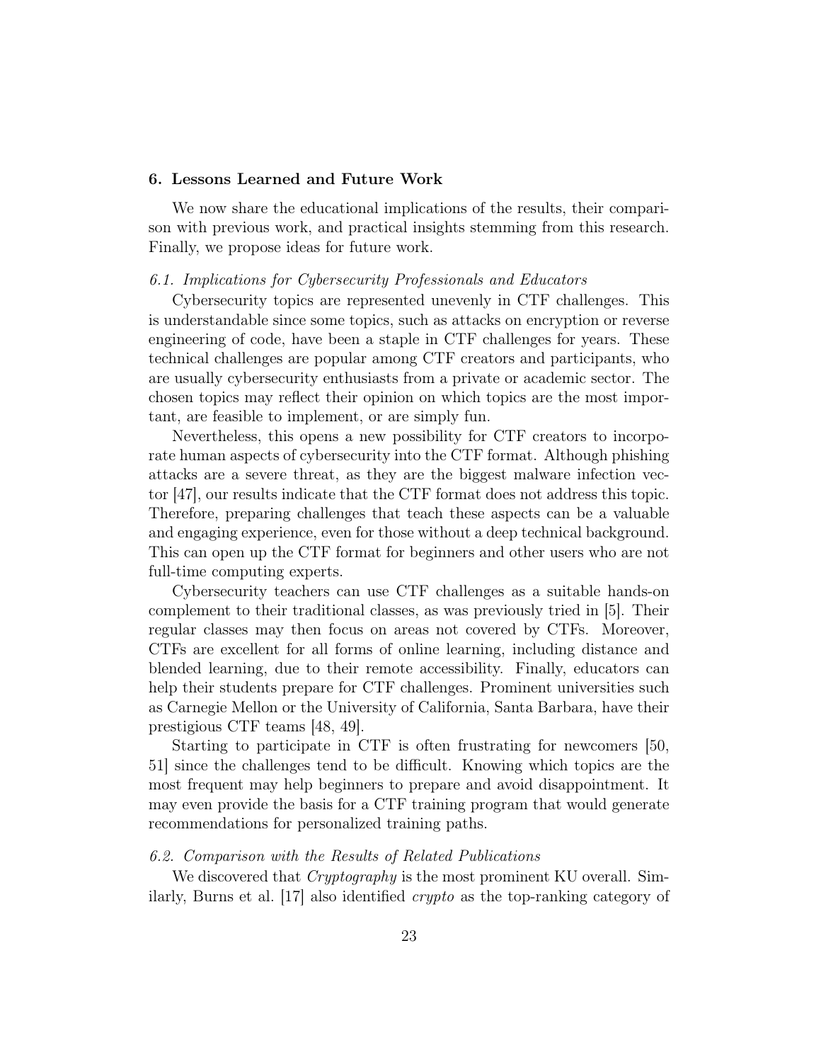## 6. Lessons Learned and Future Work

We now share the educational implications of the results, their comparison with previous work, and practical insights stemming from this research. Finally, we propose ideas for future work.

### *6.1. Implications for Cybersecurity Professionals and Educators*

Cybersecurity topics are represented unevenly in CTF challenges. This is understandable since some topics, such as attacks on encryption or reverse engineering of code, have been a staple in CTF challenges for years. These technical challenges are popular among CTF creators and participants, who are usually cybersecurity enthusiasts from a private or academic sector. The chosen topics may reflect their opinion on which topics are the most important, are feasible to implement, or are simply fun.

Nevertheless, this opens a new possibility for CTF creators to incorporate human aspects of cybersecurity into the CTF format. Although phishing attacks are a severe threat, as they are the biggest malware infection vector [47], our results indicate that the CTF format does not address this topic. Therefore, preparing challenges that teach these aspects can be a valuable and engaging experience, even for those without a deep technical background. This can open up the CTF format for beginners and other users who are not full-time computing experts.

Cybersecurity teachers can use CTF challenges as a suitable hands-on complement to their traditional classes, as was previously tried in [5]. Their regular classes may then focus on areas not covered by CTFs. Moreover, CTFs are excellent for all forms of online learning, including distance and blended learning, due to their remote accessibility. Finally, educators can help their students prepare for CTF challenges. Prominent universities such as Carnegie Mellon or the University of California, Santa Barbara, have their prestigious CTF teams [48, 49].

Starting to participate in CTF is often frustrating for newcomers [50, 51] since the challenges tend to be difficult. Knowing which topics are the most frequent may help beginners to prepare and avoid disappointment. It may even provide the basis for a CTF training program that would generate recommendations for personalized training paths.

### *6.2. Comparison with the Results of Related Publications*

We discovered that *Cryptography* is the most prominent KU overall. Similarly, Burns et al. [17] also identified *crypto* as the top-ranking category of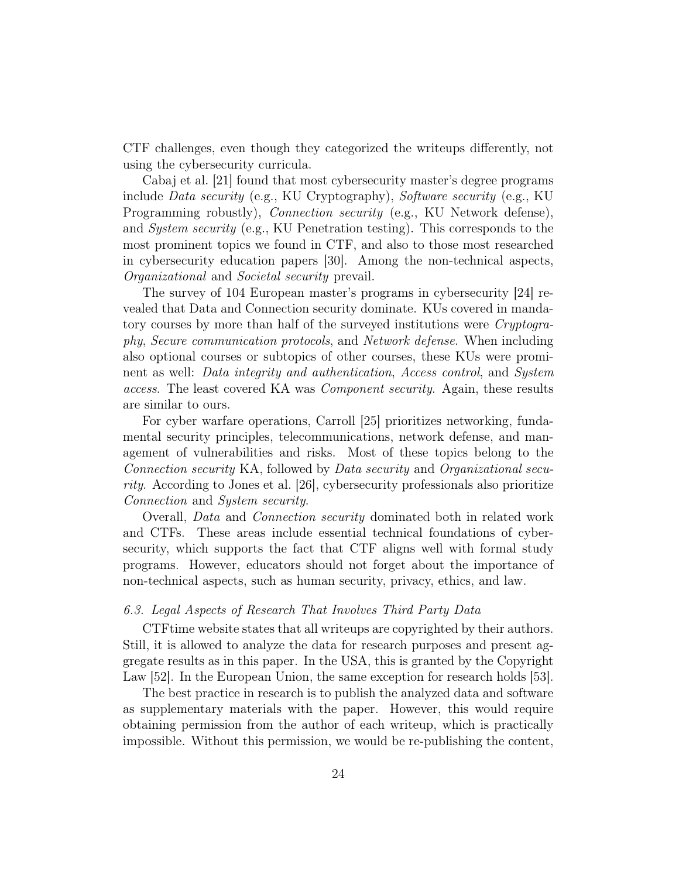CTF challenges, even though they categorized the writeups differently, not using the cybersecurity curricula.

Cabaj et al. [21] found that most cybersecurity master's degree programs include *Data security* (e.g., KU Cryptography), *Software security* (e.g., KU Programming robustly), *Connection security* (e.g., KU Network defense), and *System security* (e.g., KU Penetration testing). This corresponds to the most prominent topics we found in CTF, and also to those most researched in cybersecurity education papers [30]. Among the non-technical aspects, *Organizational* and *Societal security* prevail.

The survey of 104 European master's programs in cybersecurity [24] revealed that Data and Connection security dominate. KUs covered in mandatory courses by more than half of the surveyed institutions were *Cryptography*, *Secure communication protocols*, and *Network defense*. When including also optional courses or subtopics of other courses, these KUs were prominent as well: *Data integrity and authentication*, *Access control*, and *System access*. The least covered KA was *Component security*. Again, these results are similar to ours.

For cyber warfare operations, Carroll [25] prioritizes networking, fundamental security principles, telecommunications, network defense, and management of vulnerabilities and risks. Most of these topics belong to the *Connection security* KA, followed by *Data security* and *Organizational security*. According to Jones et al. [26], cybersecurity professionals also prioritize *Connection* and *System security*.

Overall, *Data* and *Connection security* dominated both in related work and CTFs. These areas include essential technical foundations of cybersecurity, which supports the fact that CTF aligns well with formal study programs. However, educators should not forget about the importance of non-technical aspects, such as human security, privacy, ethics, and law.

### *6.3. Legal Aspects of Research That Involves Third Party Data*

CTFtime website states that all writeups are copyrighted by their authors. Still, it is allowed to analyze the data for research purposes and present aggregate results as in this paper. In the USA, this is granted by the Copyright Law [52]. In the European Union, the same exception for research holds [53].

The best practice in research is to publish the analyzed data and software as supplementary materials with the paper. However, this would require obtaining permission from the author of each writeup, which is practically impossible. Without this permission, we would be re-publishing the content,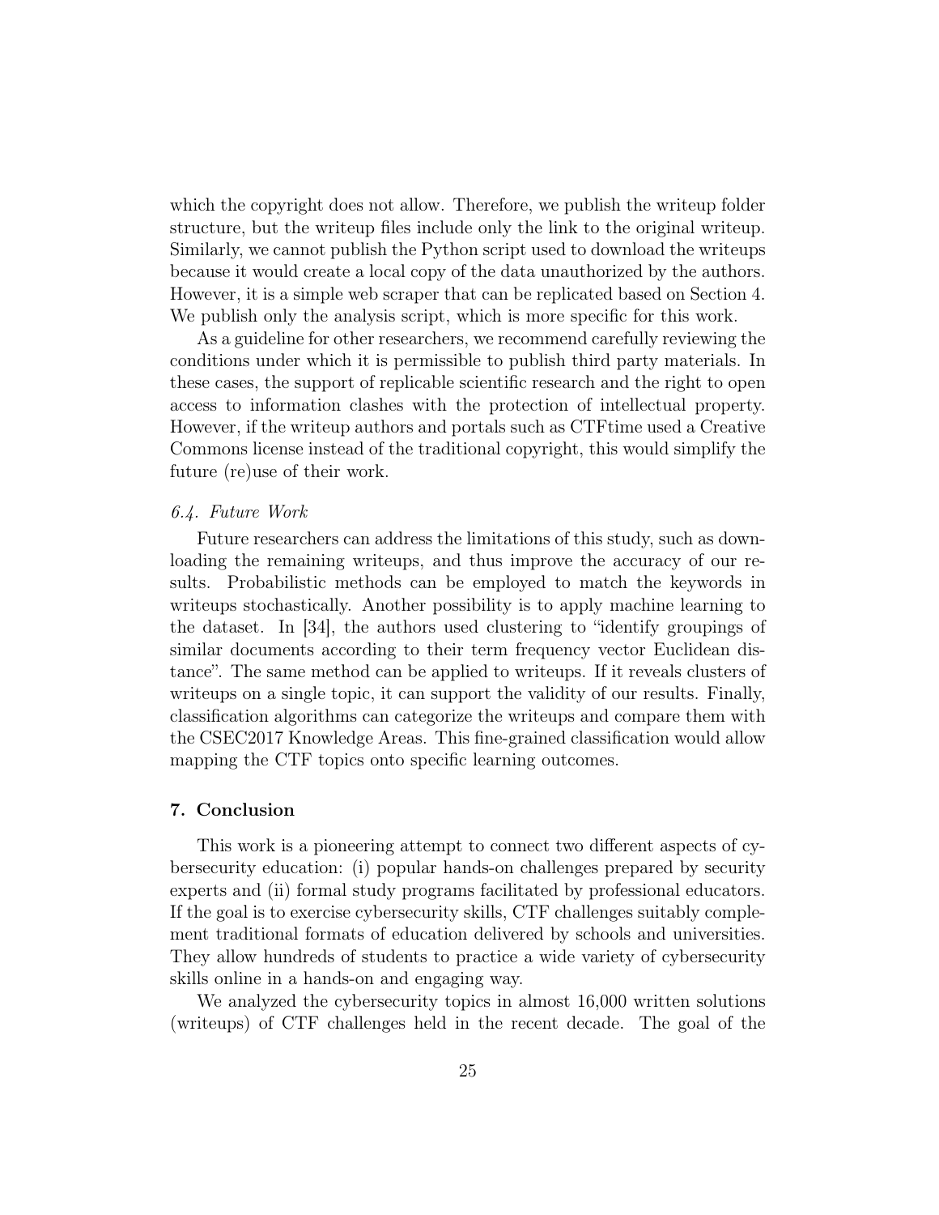which the copyright does not allow. Therefore, we publish the writeup folder structure, but the writeup files include only the link to the original writeup. Similarly, we cannot publish the Python script used to download the writeups because it would create a local copy of the data unauthorized by the authors. However, it is a simple web scraper that can be replicated based on Section 4. We publish only the analysis script, which is more specific for this work.

As a guideline for other researchers, we recommend carefully reviewing the conditions under which it is permissible to publish third party materials. In these cases, the support of replicable scientific research and the right to open access to information clashes with the protection of intellectual property. However, if the writeup authors and portals such as CTFtime used a Creative Commons license instead of the traditional copyright, this would simplify the future (re)use of their work.

### *6.4. Future Work*

Future researchers can address the limitations of this study, such as downloading the remaining writeups, and thus improve the accuracy of our results. Probabilistic methods can be employed to match the keywords in writeups stochastically. Another possibility is to apply machine learning to the dataset. In [34], the authors used clustering to "identify groupings of similar documents according to their term frequency vector Euclidean distance". The same method can be applied to writeups. If it reveals clusters of writeups on a single topic, it can support the validity of our results. Finally, classification algorithms can categorize the writeups and compare them with the CSEC2017 Knowledge Areas. This fine-grained classification would allow mapping the CTF topics onto specific learning outcomes.

## **7. Conclusion**

This work is a pioneering attempt to connect two different aspects of cybersecurity education: (i) popular hands-on challenges prepared by security experts and (ii) formal study programs facilitated by professional educators. If the goal is to exercise cybersecurity skills, CTF challenges suitably complement traditional formats of education delivered by schools and universities. They allow hundreds of students to practice a wide variety of cybersecurity skills online in a hands-on and engaging way.

We analyzed the cybersecurity topics in almost 16,000 written solutions (writeups) of CTF challenges held in the recent decade. The goal of the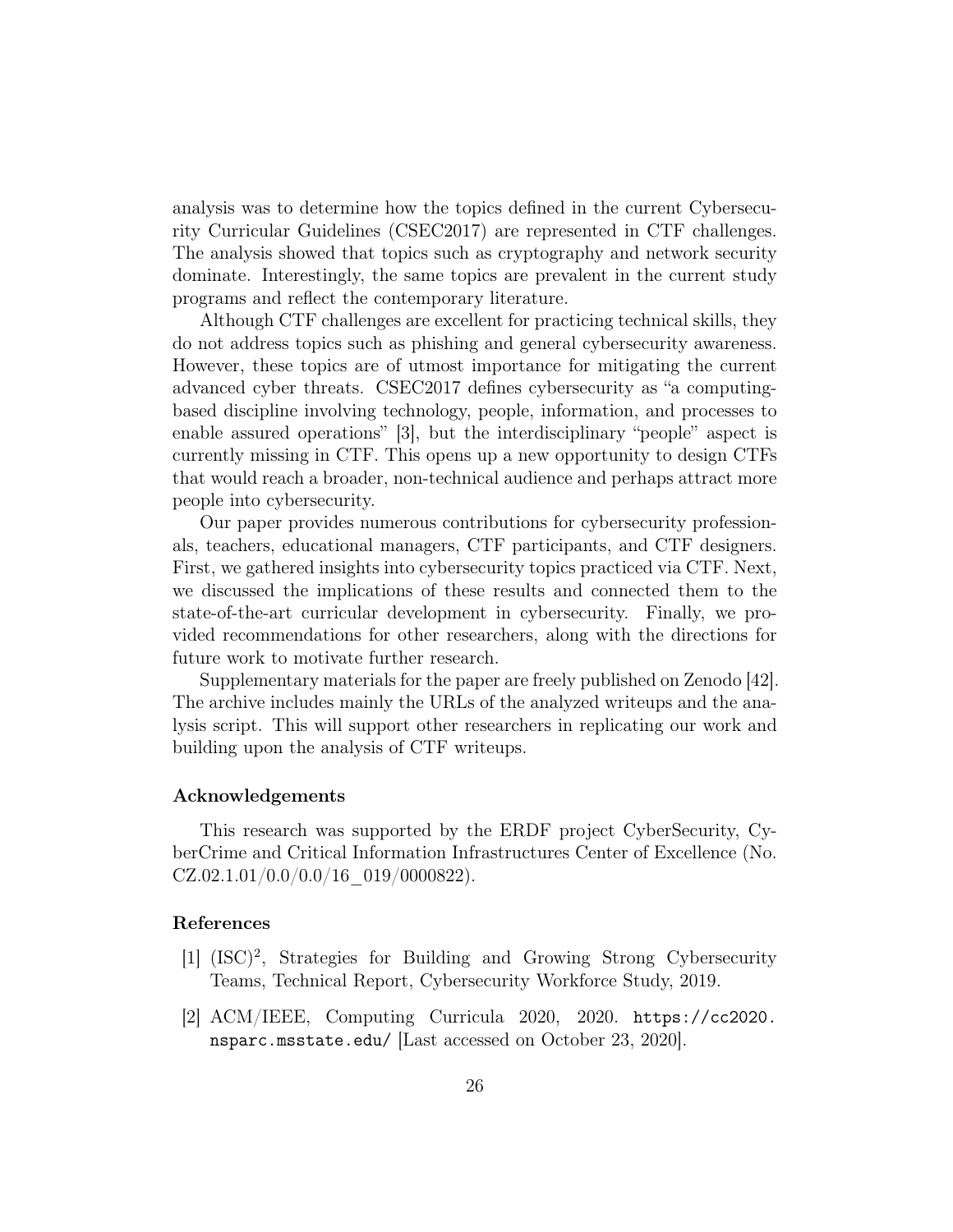analysis was to determine how the topics defined in the current Cybersecurity Curricular Guidelines (CSEC2017) are represented in CTF challenges. The analysis showed that topics such as cryptography and network security dominate. Interestingly, the same topics are prevalent in the current study programs and reflect the contemporary literature.

Although CTF challenges are excellent for practicing technical skills, they do not address topics such as phishing and general cybersecurity awareness. However, these topics are of utmost importance for mitigating the current advanced cyber threats. CSEC2017 defines cybersecurity as "a computing-based discipline involving technology, people, information, and processes to enable assured operations" [3], but the interdisciplinary "people" aspect is currently missing in CTF. This opens up a new opportunity to design CTFs that would reach a broader, non-technical audience and perhaps attract more people into cybersecurity.

Our paper provides numerous contributions for cybersecurity professionals, teachers, educational managers, CTF participants, and CTF designers. First, we gathered insights into cybersecurity topics practiced via CTF. Next, we discussed the implications of these results and connected them to the state-of-the-art curricular development in cybersecurity. Finally, we provided recommendations for other researchers, along with the directions for future work to motivate further research.

Supplementary materials for the paper are freely published on Zenodo [42]. The archive includes mainly the URLs of the analyzed writeups and the analysis script. This will support other researchers in replicating our work and building upon the analysis of CTF writeups.

## Acknowledgements

This research was supported by the ERDF project CyberSecurity, CyberCrime and Critical Information Infrastructures Center of Excellence (No. CZ.02.1.01/0.0/0.0/16_019/0000822).

## References

[1] $(ISC)^2$, Strategies for Building and Growing Strong Cybersecurity Teams, Technical Report, Cybersecurity Workforce Study, 2019.

[2] ACM/IEEE, Computing Curricula 2020, 2020. https://cc2020.nsparc.msstate.edu/ [Last accessed on October 23, 2020].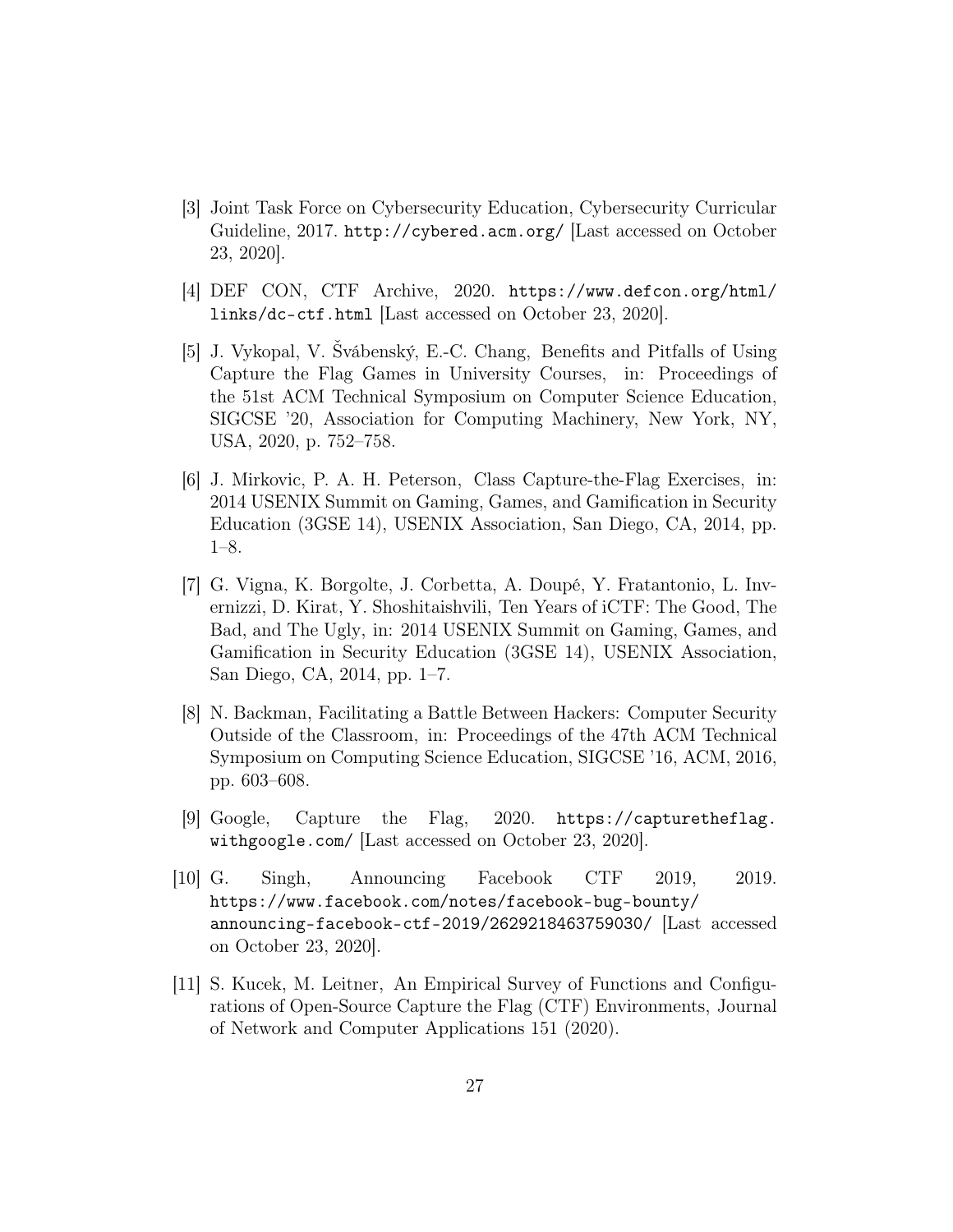[3] Joint Task Force on Cybersecurity Education, Cybersecurity Curricular Guideline, 2017. http://cybered.acm.org/ [Last accessed on October 23, 2020].

[4] DEF CON, CTF Archive, 2020. https://www.defcon.org/html/links/dc-ctf.html [Last accessed on October 23, 2020].

[5] J. Vykopal, V. Švábenský, E.-C. Chang, Benefits and Pitfalls of Using Capture the Flag Games in University Courses, in: Proceedings of the 51st ACM Technical Symposium on Computer Science Education, SIGCSE '20, Association for Computing Machinery, New York, NY, USA, 2020, p. 752–758.

[6] J. Mirkovic, P. A. H. Peterson, Class Capture-the-Flag Exercises, in: 2014 USENIX Summit on Gaming, Games, and Gamification in Security Education (3GSE 14), USENIX Association, San Diego, CA, 2014, pp. 1–8.

[7] G. Vigna, K. Borgolte, J. Corbetta, A. Doupé, Y. Fratantonio, L. Invernizzi, D. Kirat, Y. Shoshitaishvili, Ten Years of iCTF: The Good, The Bad, and The Ugly, in: 2014 USENIX Summit on Gaming, Games, and Gamification in Security Education (3GSE 14), USENIX Association, San Diego, CA, 2014, pp. 1–7.

[8] N. Backman, Facilitating a Battle Between Hackers: Computer Security Outside of the Classroom, in: Proceedings of the 47th ACM Technical Symposium on Computing Science Education, SIGCSE '16, ACM, 2016, pp. 603–608.

[9] Google, Capture the Flag, 2020. https://capturetheflag.withgoogle.com/ [Last accessed on October 23, 2020].

[10] G. Singh, Announcing Facebook CTF 2019, 2019. https://www.facebook.com/notes/facebook-bug-bounty/announcing-facebook-ctf-2019/2629218463759030/ [Last accessed on October 23, 2020].

[11] S. Kucek, M. Leitner, An Empirical Survey of Functions and Configurations of Open-Source Capture the Flag (CTF) Environments, Journal of Network and Computer Applications 151 (2020).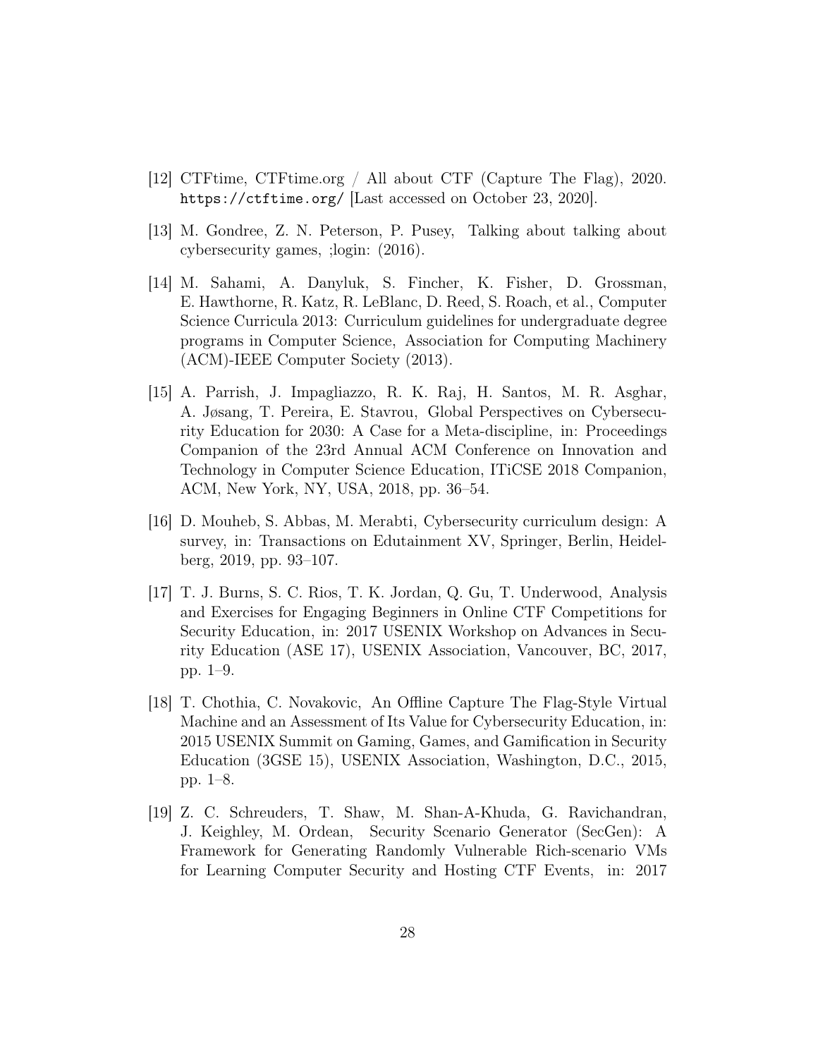[12] CTFtime, CTFtime.org / All about CTF (Capture The Flag), 2020. https://ctftime.org/ [Last accessed on October 23, 2020].

[13] M. Gondree, Z. N. Peterson, P. Pusey, Talking about talking about cybersecurity games, ;login: (2016).

[14] M. Sahami, A. Danyluk, S. Fincher, K. Fisher, D. Grossman, E. Hawthorne, R. Katz, R. LeBlanc, D. Reed, S. Roach, et al., Computer Science Curricula 2013: Curriculum guidelines for undergraduate degree programs in Computer Science, Association for Computing Machinery (ACM)-IEEE Computer Society (2013).

[15] A. Parrish, J. Impagliazzo, R. K. Raj, H. Santos, M. R. Asghar, A. Jøsang, T. Pereira, E. Stavrou, Global Perspectives on Cybersecurity Education for 2030: A Case for a Meta-discipline, in: Proceedings Companion of the 23rd Annual ACM Conference on Innovation and Technology in Computer Science Education, ITiCSE 2018 Companion, ACM, New York, NY, USA, 2018, pp. 36–54.

[16] D. Mouheb, S. Abbas, M. Merabti, Cybersecurity curriculum design: A survey, in: Transactions on Edutainment XV, Springer, Berlin, Heidelberg, 2019, pp. 93–107.

[17] T. J. Burns, S. C. Rios, T. K. Jordan, Q. Gu, T. Underwood, Analysis and Exercises for Engaging Beginners in Online CTF Competitions for Security Education, in: 2017 USENIX Workshop on Advances in Security Education (ASE 17), USENIX Association, Vancouver, BC, 2017, pp. 1–9.

[18] T. Chothia, C. Novakovic, An Offline Capture The Flag-Style Virtual Machine and an Assessment of Its Value for Cybersecurity Education, in: 2015 USENIX Summit on Gaming, Games, and Gamification in Security Education (3GSE 15), USENIX Association, Washington, D.C., 2015, pp. 1–8.

[19] Z. C. Schreuders, T. Shaw, M. Shan-A-Khuda, G. Ravichandran, J. Keighley, M. Ordean, Security Scenario Generator (SecGen): A Framework for Generating Randomly Vulnerable Rich-scenario VMs for Learning Computer Security and Hosting CTF Events, in: 2017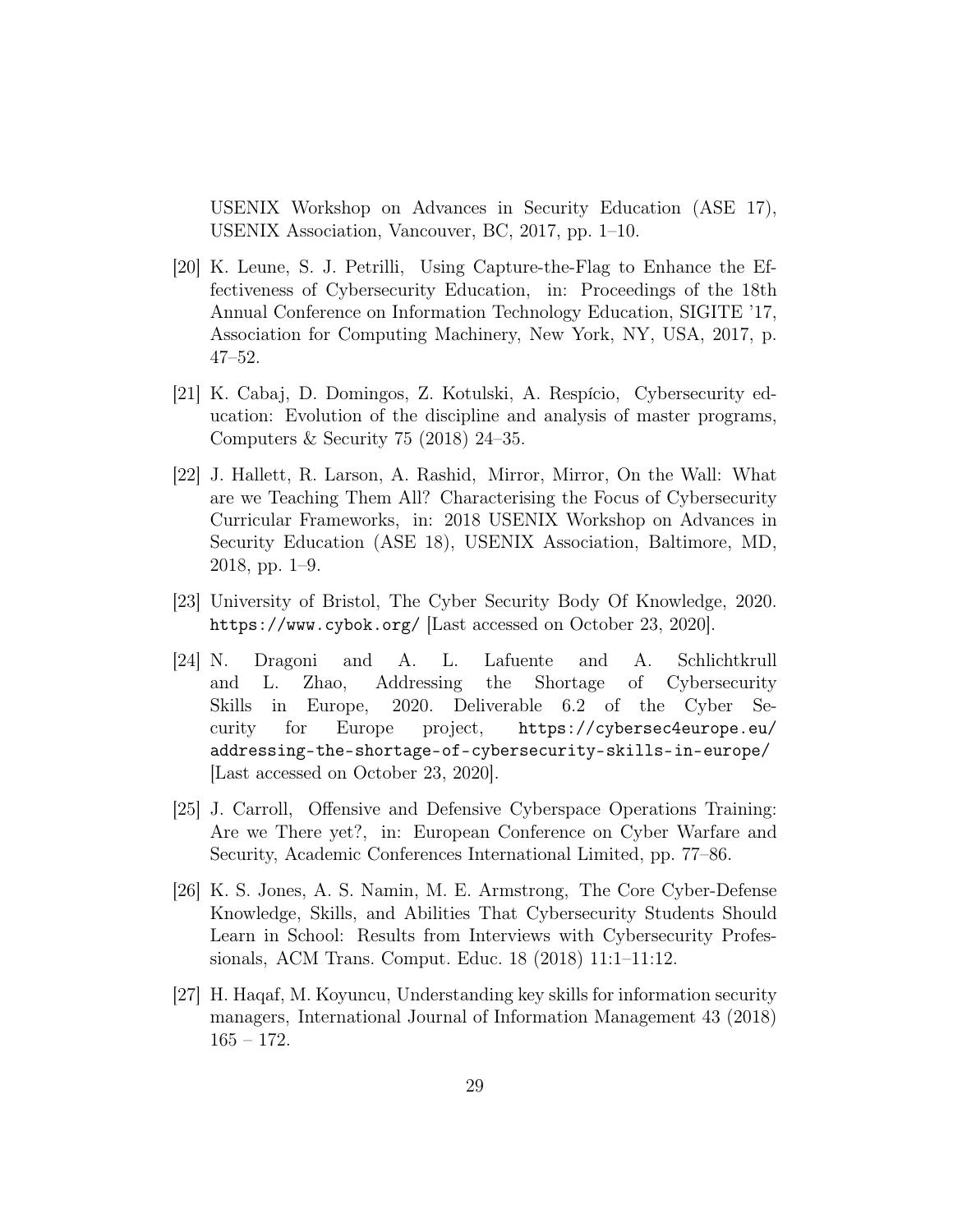USENIX Workshop on Advances in Security Education (ASE 17), USENIX Association, Vancouver, BC, 2017, pp. 1–10.

[20] K. Leune, S. J. Petrilli, Using Capture-the-Flag to Enhance the Effectiveness of Cybersecurity Education, in: Proceedings of the 18th Annual Conference on Information Technology Education, SIGITE '17, Association for Computing Machinery, New York, NY, USA, 2017, p. 47–52.

[21] K. Cabaj, D. Domingos, Z. Kotulski, A. Respício, Cybersecurity education: Evolution of the discipline and analysis of master programs, Computers & Security 75 (2018) 24–35.

[22] J. Hallett, R. Larson, A. Rashid, Mirror, Mirror, On the Wall: What are we Teaching Them All? Characterising the Focus of Cybersecurity Curricular Frameworks, in: 2018 USENIX Workshop on Advances in Security Education (ASE 18), USENIX Association, Baltimore, MD, 2018, pp. 1–9.

[23] University of Bristol, The Cyber Security Body Of Knowledge, 2020. https://www.cybok.org/ [Last accessed on October 23, 2020].

[24] N. Dragoni and A. L. Lafuente and A. Schlichtkrull and L. Zhao, Addressing the Shortage of Cybersecurity Skills in Europe, 2020. Deliverable 6.2 of the Cyber Security for Europe project, https://cybersec4europe.eu/addressing-the-shortage-of-cybersecurity-skills-in-europe/ [Last accessed on October 23, 2020].

[25] J. Carroll, Offensive and Defensive Cyberspace Operations Training: Are we There yet?, in: European Conference on Cyber Warfare and Security, Academic Conferences International Limited, pp. 77–86.

[26] K. S. Jones, A. S. Namin, M. E. Armstrong, The Core Cyber-Defense Knowledge, Skills, and Abilities That Cybersecurity Students Should Learn in School: Results from Interviews with Cybersecurity Professionals, ACM Trans. Comput. Educ. 18 (2018) 11:1–11:12.

[27] H. Haqaf, M. Koyuncu, Understanding key skills for information security managers, International Journal of Information Management 43 (2018) 165 – 172.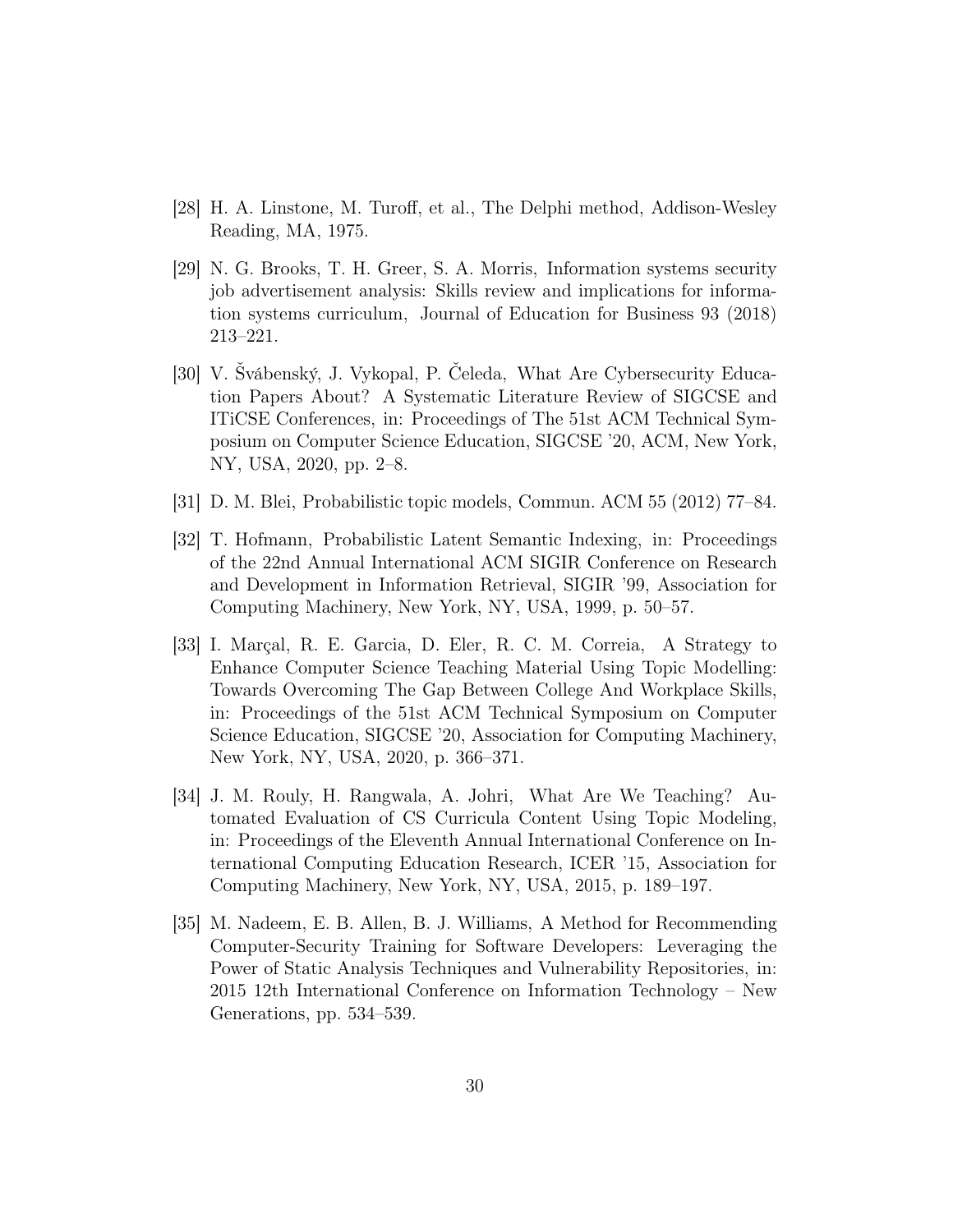[28] H. A. Linstone, M. Turoff, et al., The Delphi method, Addison-Wesley Reading, MA, 1975.

[29] N. G. Brooks, T. H. Greer, S. A. Morris, Information systems security job advertisement analysis: Skills review and implications for information systems curriculum, Journal of Education for Business 93 (2018) 213–221.

[30] V. Švábenský, J. Vykopal, P. Čeleda, What Are Cybersecurity Education Papers About? A Systematic Literature Review of SIGCSE and ITiCSE Conferences, in: Proceedings of The 51st ACM Technical Symposium on Computer Science Education, SIGCSE '20, ACM, New York, NY, USA, 2020, pp. 2–8.

[31] D. M. Blei, Probabilistic topic models, Commun. ACM 55 (2012) 77–84.

[32] T. Hofmann, Probabilistic Latent Semantic Indexing, in: Proceedings of the 22nd Annual International ACM SIGIR Conference on Research and Development in Information Retrieval, SIGIR '99, Association for Computing Machinery, New York, NY, USA, 1999, p. 50–57.

[33] I. Marçal, R. E. Garcia, D. Eler, R. C. M. Correia, A Strategy to Enhance Computer Science Teaching Material Using Topic Modelling: Towards Overcoming The Gap Between College And Workplace Skills, in: Proceedings of the 51st ACM Technical Symposium on Computer Science Education, SIGCSE '20, Association for Computing Machinery, New York, NY, USA, 2020, p. 366–371.

[34] J. M. Rouly, H. Rangwala, A. Johri, What Are We Teaching? Automated Evaluation of CS Curricula Content Using Topic Modeling, in: Proceedings of the Eleventh Annual International Conference on International Computing Education Research, ICER '15, Association for Computing Machinery, New York, NY, USA, 2015, p. 189–197.

[35] M. Nadeem, E. B. Allen, B. J. Williams, A Method for Recommending Computer-Security Training for Software Developers: Leveraging the Power of Static Analysis Techniques and Vulnerability Repositories, in: 2015 12th International Conference on Information Technology – New Generations, pp. 534–539.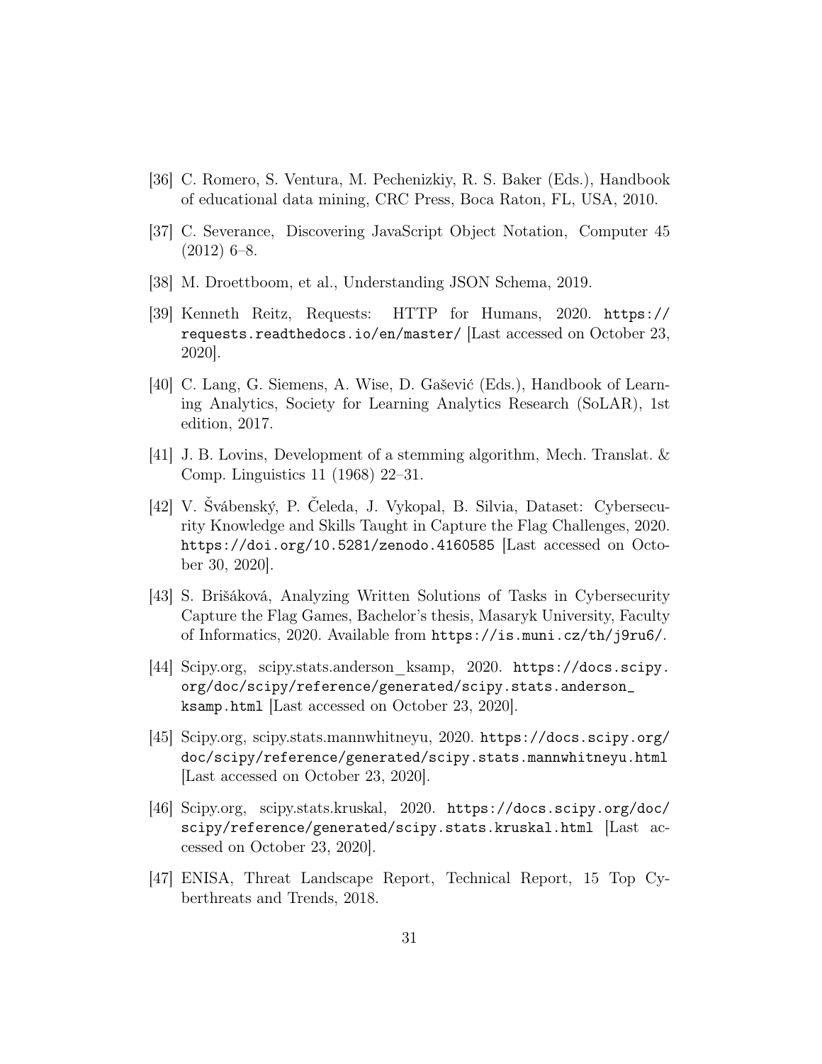[36] C. Romero, S. Ventura, M. Pechenizkiy, R. S. Baker (Eds.), Handbook of educational data mining, CRC Press, Boca Raton, FL, USA, 2010.

[37] C. Severance, Discovering JavaScript Object Notation, Computer 45 (2012) 6–8.

[38] M. Droettboom, et al., Understanding JSON Schema, 2019.

[39] Kenneth Reitz, Requests: HTTP for Humans, 2020. https://requests.readthedocs.io/en/master/ [Last accessed on October 23, 2020].

[40] C. Lang, G. Siemens, A. Wise, D. Gašević (Eds.), Handbook of Learning Analytics, Society for Learning Analytics Research (SoLAR), 1st edition, 2017.

[41] J. B. Lovins, Development of a stemming algorithm, Mech. Translat. & Comp. Linguistics 11 (1968) 22–31.

[42] V. Švábenský, P. Čeleda, J. Vykopal, B. Silvia, Dataset: Cybersecurity Knowledge and Skills Taught in Capture the Flag Challenges, 2020. https://doi.org/10.5281/zenodo.4160585 [Last accessed on October 30, 2020].

[43] S. Brišáková, Analyzing Written Solutions of Tasks in Cybersecurity Capture the Flag Games, Bachelor's thesis, Masaryk University, Faculty of Informatics, 2020. Available from https://is.muni.cz/th/j9ru6/.

[44] Scipy.org, scipy.stats.anderson_ksamp, 2020. https://docs.scipy.org/doc/scipy/reference/generated/scipy.stats.anderson_ksamp.html [Last accessed on October 23, 2020].

[45] Scipy.org, scipy.stats.mannwhitneyu, 2020. https://docs.scipy.org/doc/scipy/reference/generated/scipy.stats.mannwhitneyu.html [Last accessed on October 23, 2020].

[46] Scipy.org, scipy.stats.kruskal, 2020. https://docs.scipy.org/doc/scipy/reference/generated/scipy.stats.kruskal.html [Last accessed on October 23, 2020].

[47] ENISA, Threat Landscape Report, Technical Report, 15 Top Cyberthreats and Trends, 2018.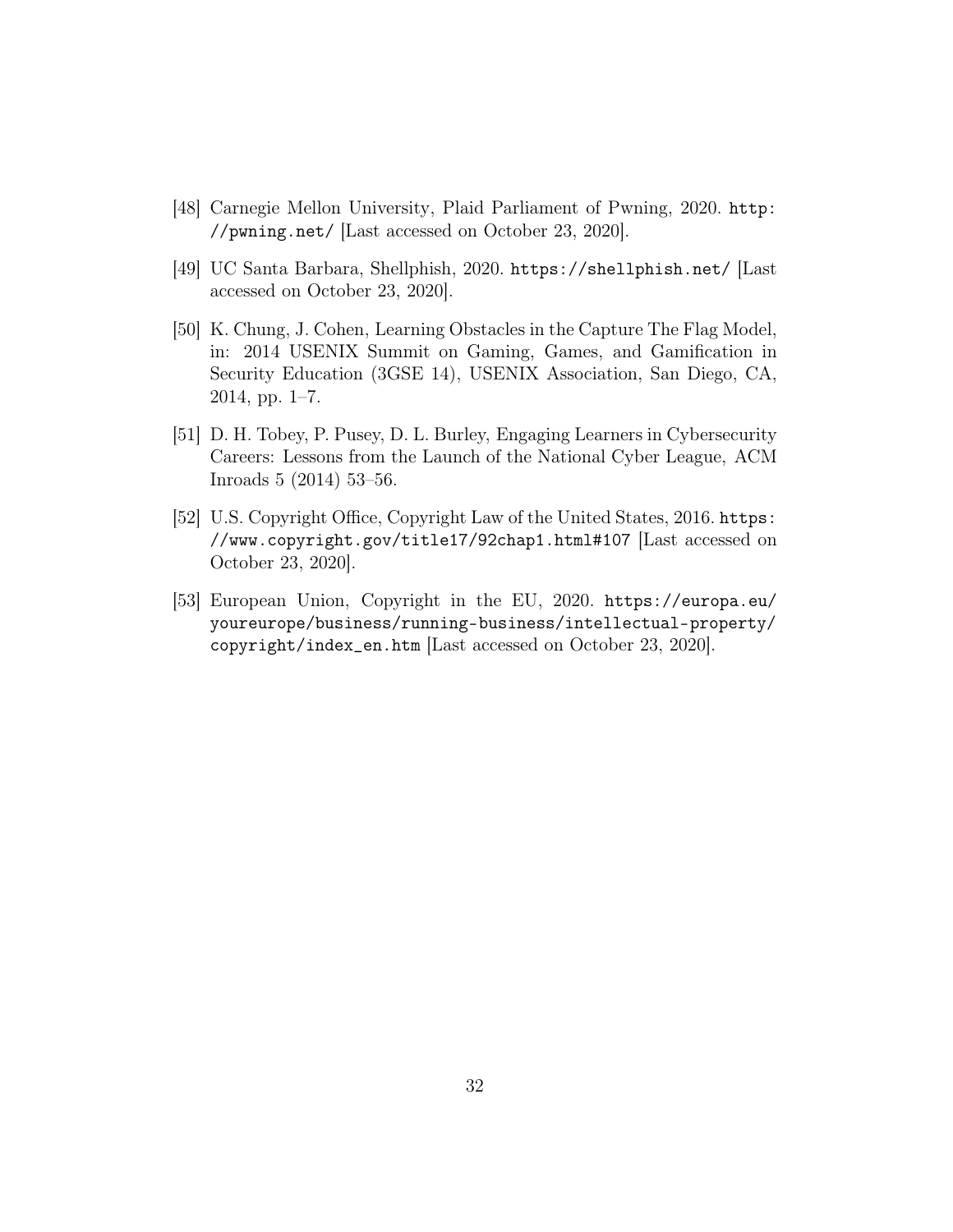[48] Carnegie Mellon University, Plaid Parliament of Pwning, 2020. `http://pwning.net/` [Last accessed on October 23, 2020].

[49] UC Santa Barbara, Shellphish, 2020. `https://shellphish.net/` [Last accessed on October 23, 2020].

[50] K. Chung, J. Cohen, Learning Obstacles in the Capture The Flag Model, in: 2014 USENIX Summit on Gaming, Games, and Gamification in Security Education (3GSE 14), USENIX Association, San Diego, CA, 2014, pp. 1–7.

[51] D. H. Tobey, P. Pusey, D. L. Burley, Engaging Learners in Cybersecurity Careers: Lessons from the Launch of the National Cyber League, ACM Inroads 5 (2014) 53–56.

[52] U.S. Copyright Office, Copyright Law of the United States, 2016. `https://www.copyright.gov/title17/92chap1.html#107` [Last accessed on October 23, 2020].

[53] European Union, Copyright in the EU, 2020. `https://europa.eu/youreurope/business/running-business/intellectual-property/copyright/index_en.htm` [Last accessed on October 23, 2020].